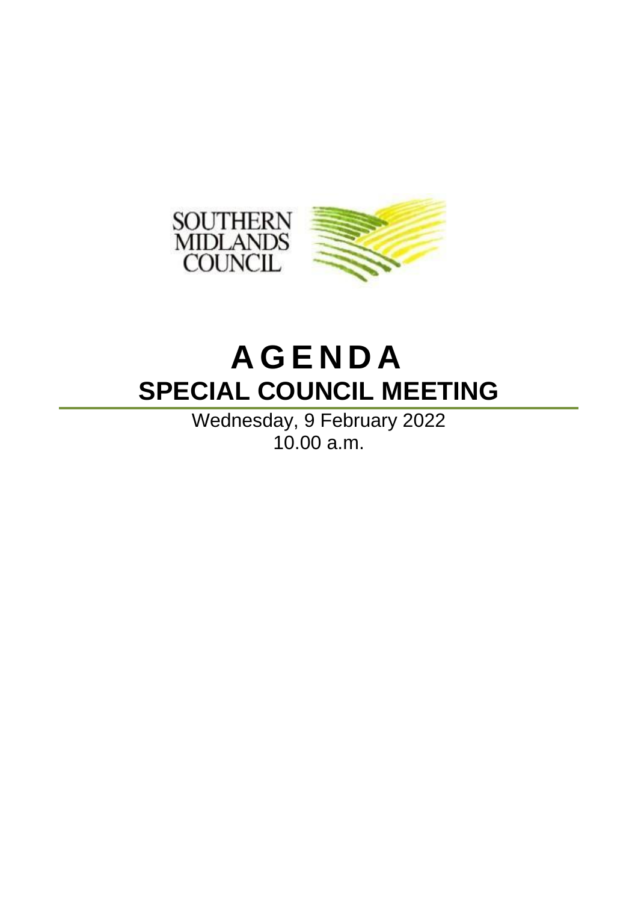SOUTHERN MIDLANDS COUNCIL

# AGENDA

## SPECIAL COUNCIL MEETING

Wednesday, 9 February 2022

10.00 a.m.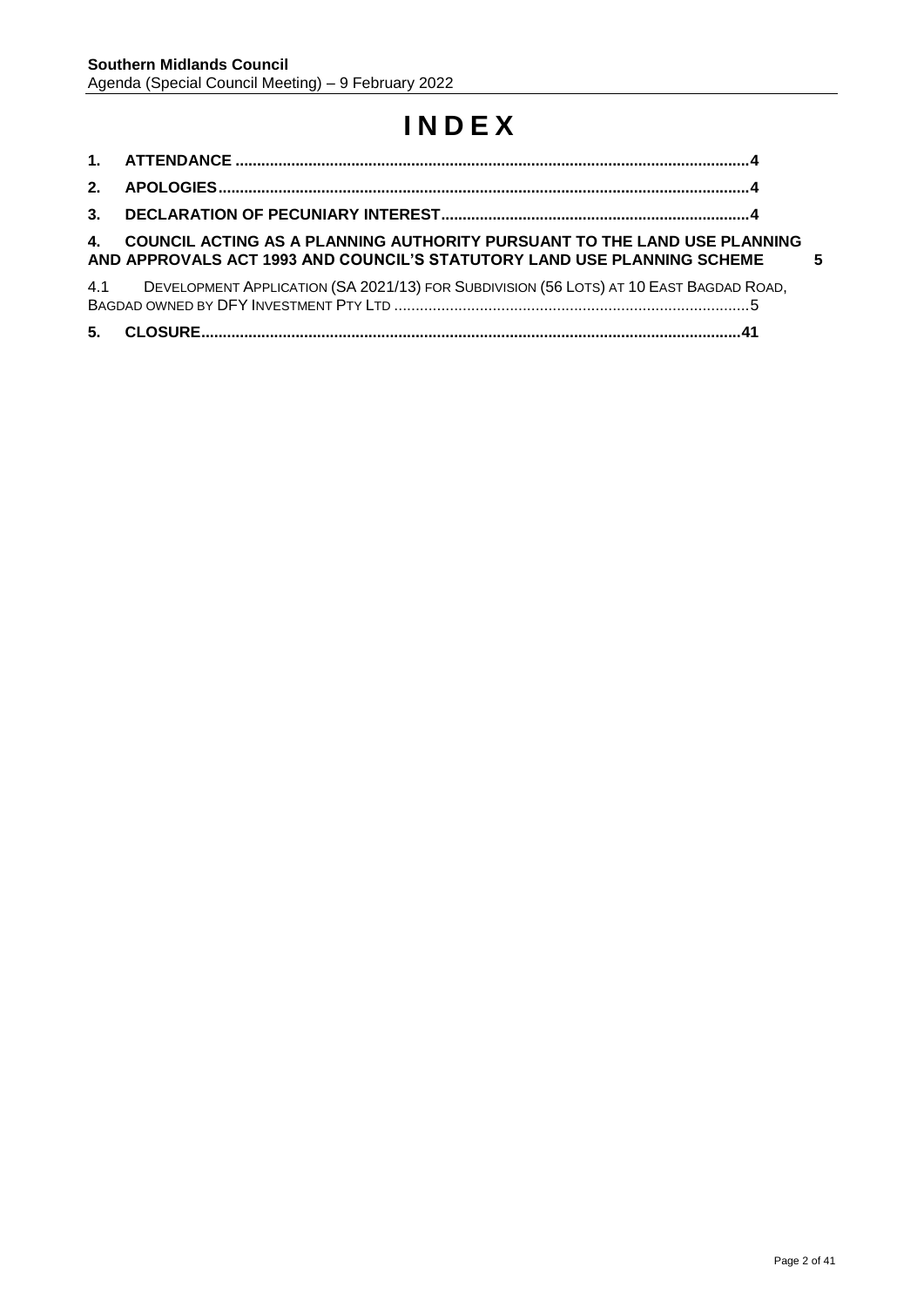# INDEX

1. **ATTENDANCE** ....................................................................................................................4
2. **APOLOGIES**.........................................................................................................................4
3. **DECLARATION OF PECUNIARY INTEREST**.......................................................................4
4. **COUNCIL ACTING AS A PLANNING AUTHORITY PURSUANT TO THE LAND USE PLANNING AND APPROVALS ACT 1993 AND COUNCIL'S STATUTORY LAND USE PLANNING SCHEME** 5

4.1 DEVELOPMENT APPLICATION (SA 2021/13) FOR SUBDIVISION (56 LOTS) AT 10 EAST BAGDAD ROAD, BAGDAD OWNED BY DFY INVESTMENT PTY LTD .................................................................................5

5. **CLOSURE**...........................................................................................................................41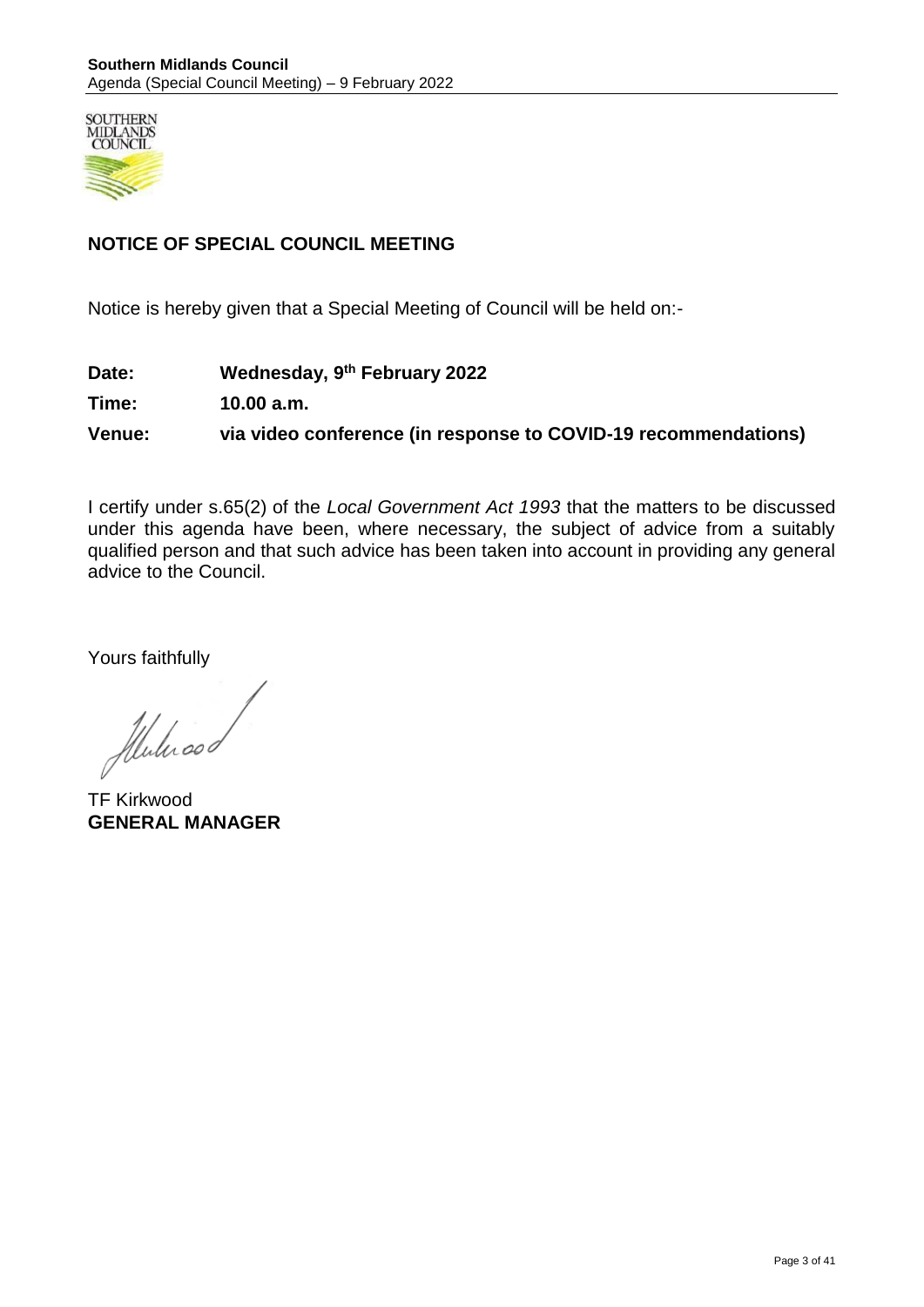## NOTICE OF SPECIAL COUNCIL MEETING

Notice is hereby given that a Special Meeting of Council will be held on:-

**Date:** **Wednesday, 9th February 2022**

**Time:** **10.00 a.m.**

**Venue:** **via video conference (in response to COVID-19 recommendations)**

I certify under s.65(2) of the *Local Government Act 1993* that the matters to be discussed under this agenda have been, where necessary, the subject of advice from a suitably qualified person and that such advice has been taken into account in providing any general advice to the Council.

Yours faithfully

TF Kirkwood
**GENERAL MANAGER**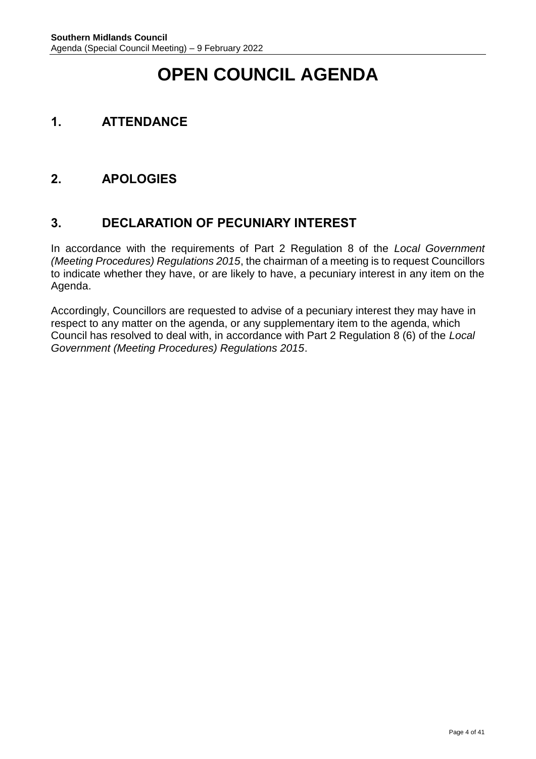# OPEN COUNCIL AGENDA

## 1. ATTENDANCE

## 2. APOLOGIES

## 3. DECLARATION OF PECUNIARY INTEREST

In accordance with the requirements of Part 2 Regulation 8 of the *Local Government (Meeting Procedures) Regulations 2015*, the chairman of a meeting is to request Councillors to indicate whether they have, or are likely to have, a pecuniary interest in any item on the Agenda.

Accordingly, Councillors are requested to advise of a pecuniary interest they may have in respect to any matter on the agenda, or any supplementary item to the agenda, which Council has resolved to deal with, in accordance with Part 2 Regulation 8 (6) of the *Local Government (Meeting Procedures) Regulations 2015*.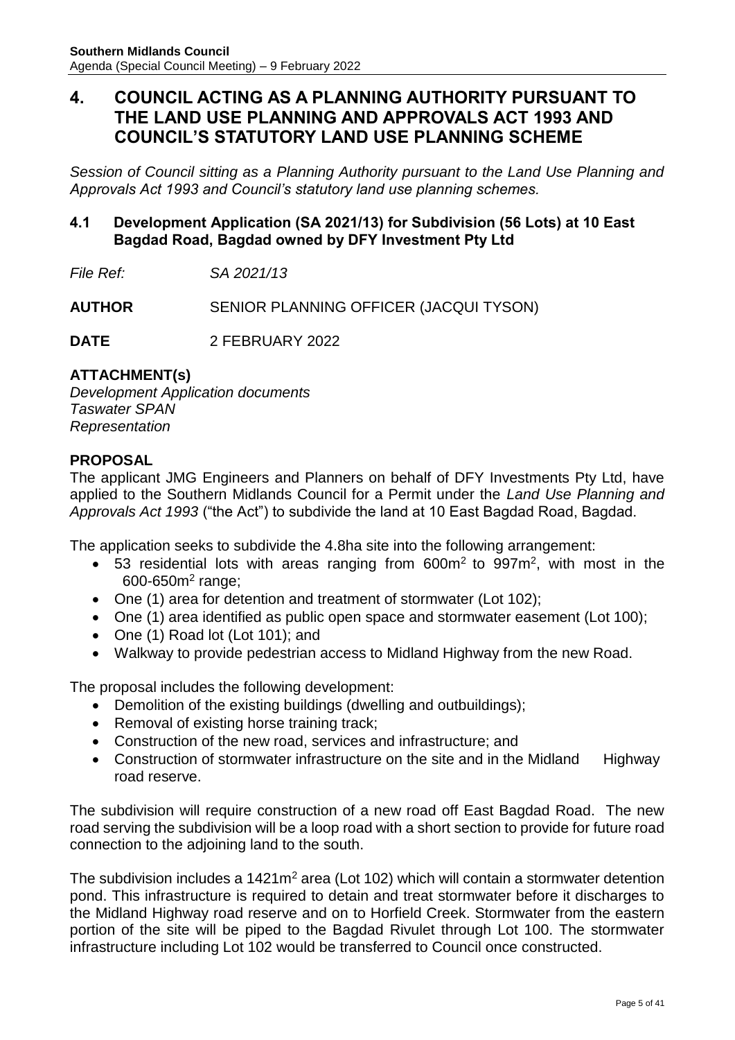# 4. COUNCIL ACTING AS A PLANNING AUTHORITY PURSUANT TO THE LAND USE PLANNING AND APPROVALS ACT 1993 AND COUNCIL'S STATUTORY LAND USE PLANNING SCHEME

*Session of Council sitting as a Planning Authority pursuant to the Land Use Planning and Approvals Act 1993 and Council's statutory land use planning schemes.*

## 4.1 Development Application (SA 2021/13) for Subdivision (56 Lots) at 10 East Bagdad Road, Bagdad owned by DFY Investment Pty Ltd

*File Ref:* *SA 2021/13*

**AUTHOR** SENIOR PLANNING OFFICER (JACQUI TYSON)

**DATE** 2 FEBRUARY 2022

**ATTACHMENT(s)**
*Development Application documents*
*Taswater SPAN*
*Representation*

**PROPOSAL**

The applicant JMG Engineers and Planners on behalf of DFY Investments Pty Ltd, have applied to the Southern Midlands Council for a Permit under the *Land Use Planning and Approvals Act 1993* ("the Act") to subdivide the land at 10 East Bagdad Road, Bagdad.

The application seeks to subdivide the 4.8ha site into the following arrangement:

- 53 residential lots with areas ranging from 600m$^2$ to 997m$^2$, with most in the 600-650m$^2$ range;
- One (1) area for detention and treatment of stormwater (Lot 102);
- One (1) area identified as public open space and stormwater easement (Lot 100);
- One (1) Road lot (Lot 101); and
- Walkway to provide pedestrian access to Midland Highway from the new Road.

The proposal includes the following development:

- Demolition of the existing buildings (dwelling and outbuildings);
- Removal of existing horse training track;
- Construction of the new road, services and infrastructure; and
- Construction of stormwater infrastructure on the site and in the Midland Highway road reserve.

The subdivision will require construction of a new road off East Bagdad Road. The new road serving the subdivision will be a loop road with a short section to provide for future road connection to the adjoining land to the south.

The subdivision includes a 1421m$^2$ area (Lot 102) which will contain a stormwater detention pond. This infrastructure is required to detain and treat stormwater before it discharges to the Midland Highway road reserve and on to Horfield Creek. Stormwater from the eastern portion of the site will be piped to the Bagdad Rivulet through Lot 100. The stormwater infrastructure including Lot 102 would be transferred to Council once constructed.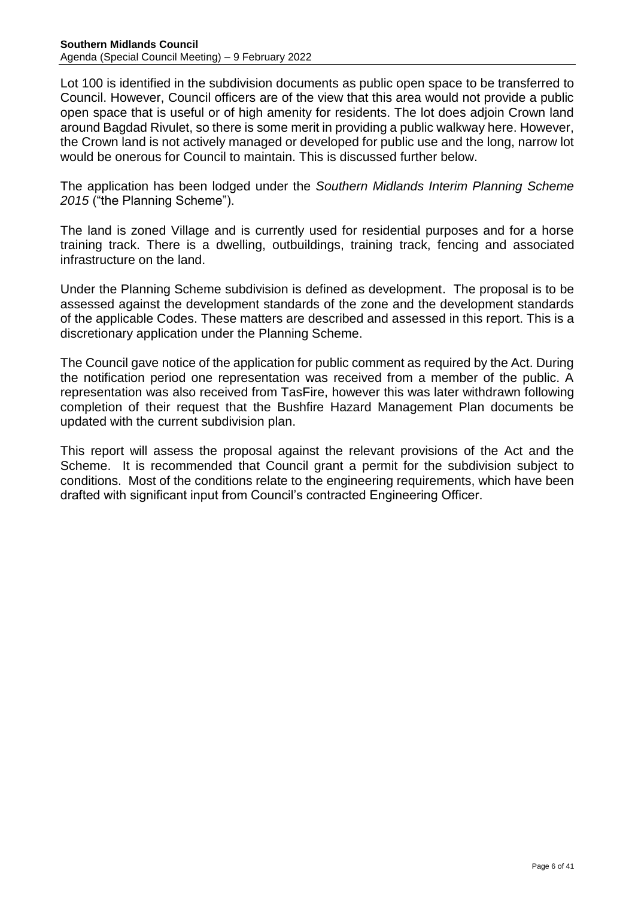Lot 100 is identified in the subdivision documents as public open space to be transferred to Council. However, Council officers are of the view that this area would not provide a public open space that is useful or of high amenity for residents. The lot does adjoin Crown land around Bagdad Rivulet, so there is some merit in providing a public walkway here. However, the Crown land is not actively managed or developed for public use and the long, narrow lot would be onerous for Council to maintain. This is discussed further below.

The application has been lodged under the *Southern Midlands Interim Planning Scheme 2015* ("the Planning Scheme").

The land is zoned Village and is currently used for residential purposes and for a horse training track. There is a dwelling, outbuildings, training track, fencing and associated infrastructure on the land.

Under the Planning Scheme subdivision is defined as development. The proposal is to be assessed against the development standards of the zone and the development standards of the applicable Codes. These matters are described and assessed in this report. This is a discretionary application under the Planning Scheme.

The Council gave notice of the application for public comment as required by the Act. During the notification period one representation was received from a member of the public. A representation was also received from TasFire, however this was later withdrawn following completion of their request that the Bushfire Hazard Management Plan documents be updated with the current subdivision plan.

This report will assess the proposal against the relevant provisions of the Act and the Scheme. It is recommended that Council grant a permit for the subdivision subject to conditions. Most of the conditions relate to the engineering requirements, which have been drafted with significant input from Council's contracted Engineering Officer.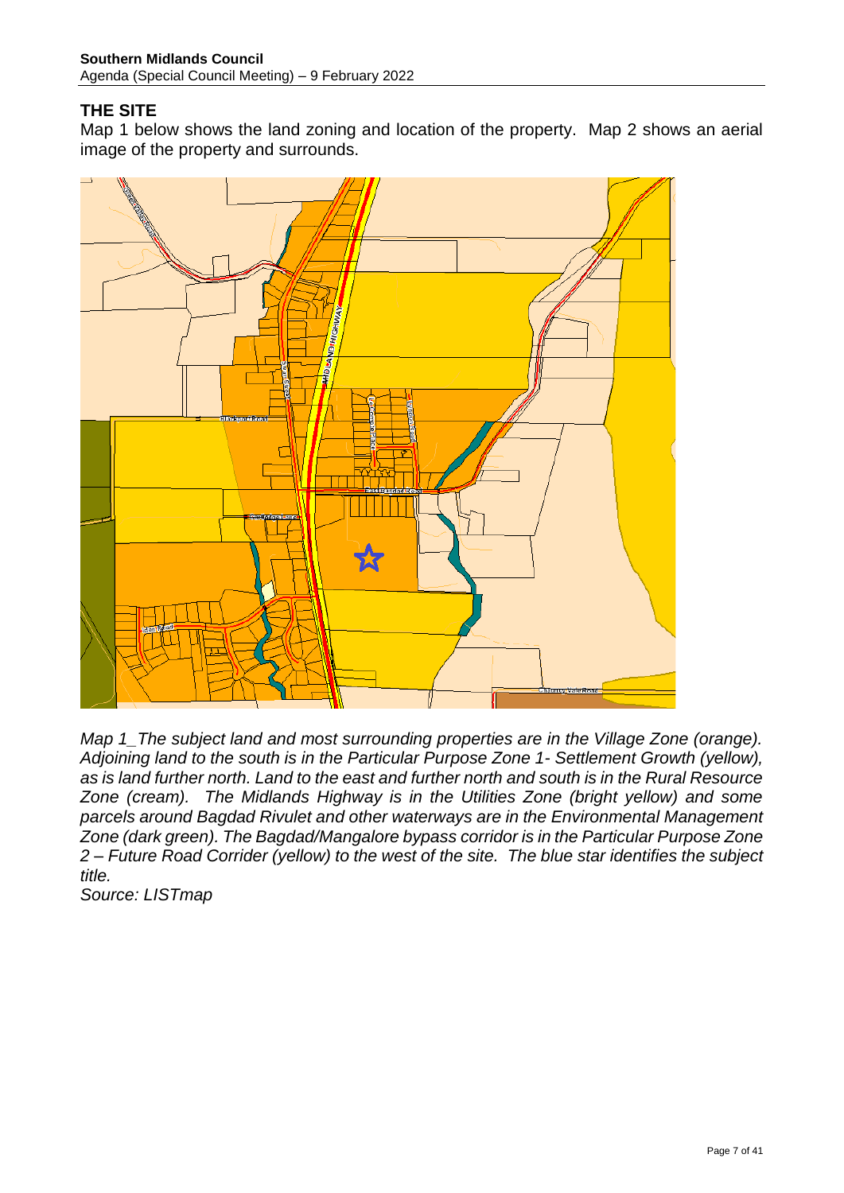## THE SITE

Map 1 below shows the land zoning and location of the property. Map 2 shows an aerial image of the property and surrounds.

*Map 1_The subject land and most surrounding properties are in the Village Zone (orange). Adjoining land to the south is in the Particular Purpose Zone 1- Settlement Growth (yellow), as is land further north. Land to the east and further north and south is in the Rural Resource Zone (cream). The Midlands Highway is in the Utilities Zone (bright yellow) and some parcels around Bagdad Rivulet and other waterways are in the Environmental Management Zone (dark green). The Bagdad/Mangalore bypass corridor is in the Particular Purpose Zone 2 – Future Road Corrider (yellow) to the west of the site. The blue star identifies the subject title.*

*Source: LISTmap*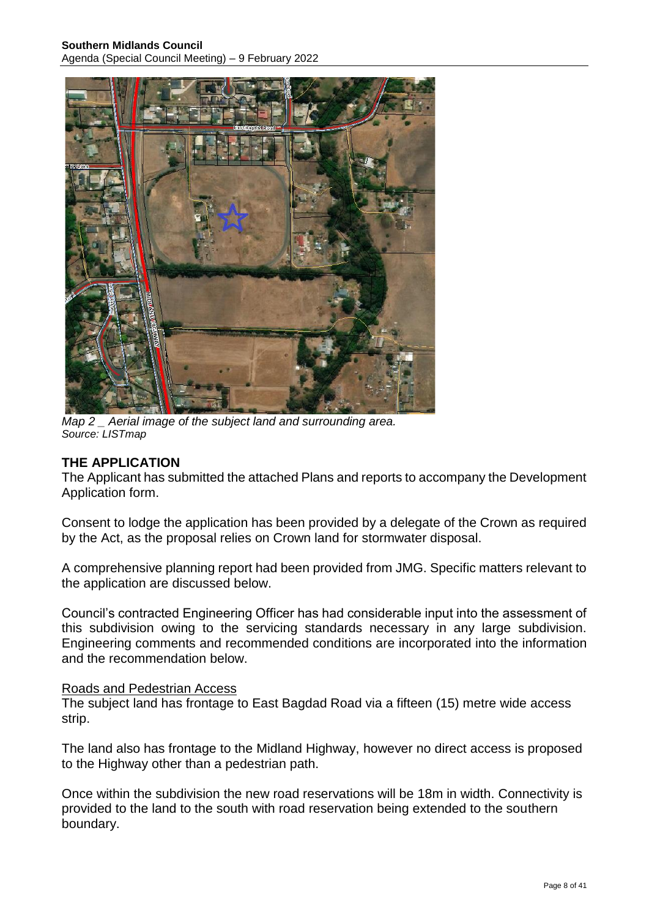*Map 2 _ Aerial image of the subject land and surrounding area.*
*Source: LISTmap*

## THE APPLICATION

The Applicant has submitted the attached Plans and reports to accompany the Development Application form.

Consent to lodge the application has been provided by a delegate of the Crown as required by the Act, as the proposal relies on Crown land for stormwater disposal.

A comprehensive planning report had been provided from JMG. Specific matters relevant to the application are discussed below.

Council's contracted Engineering Officer has had considerable input into the assessment of this subdivision owing to the servicing standards necessary in any large subdivision. Engineering comments and recommended conditions are incorporated into the information and the recommendation below.

### Roads and Pedestrian Access

The subject land has frontage to East Bagdad Road via a fifteen (15) metre wide access strip.

The land also has frontage to the Midland Highway, however no direct access is proposed to the Highway other than a pedestrian path.

Once within the subdivision the new road reservations will be 18m in width. Connectivity is provided to the land to the south with road reservation being extended to the southern boundary.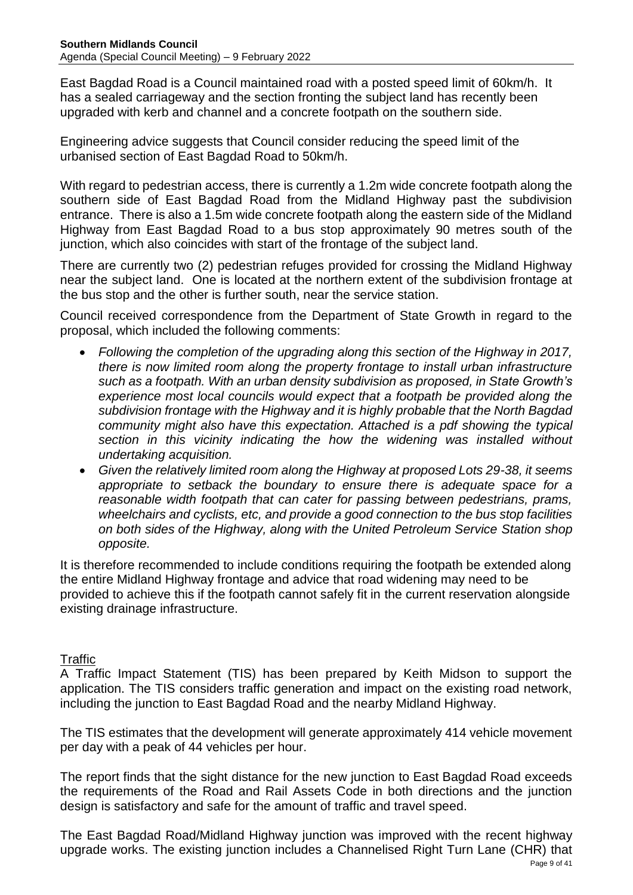East Bagdad Road is a Council maintained road with a posted speed limit of 60km/h. It has a sealed carriageway and the section fronting the subject land has recently been upgraded with kerb and channel and a concrete footpath on the southern side.

Engineering advice suggests that Council consider reducing the speed limit of the urbanised section of East Bagdad Road to 50km/h.

With regard to pedestrian access, there is currently a 1.2m wide concrete footpath along the southern side of East Bagdad Road from the Midland Highway past the subdivision entrance. There is also a 1.5m wide concrete footpath along the eastern side of the Midland Highway from East Bagdad Road to a bus stop approximately 90 metres south of the junction, which also coincides with start of the frontage of the subject land.

There are currently two (2) pedestrian refuges provided for crossing the Midland Highway near the subject land. One is located at the northern extent of the subdivision frontage at the bus stop and the other is further south, near the service station.

Council received correspondence from the Department of State Growth in regard to the proposal, which included the following comments:

- *Following the completion of the upgrading along this section of the Highway in 2017, there is now limited room along the property frontage to install urban infrastructure such as a footpath. With an urban density subdivision as proposed, in State Growth's experience most local councils would expect that a footpath be provided along the subdivision frontage with the Highway and it is highly probable that the North Bagdad community might also have this expectation. Attached is a pdf showing the typical section in this vicinity indicating the how the widening was installed without undertaking acquisition.*
- *Given the relatively limited room along the Highway at proposed Lots 29-38, it seems appropriate to setback the boundary to ensure there is adequate space for a reasonable width footpath that can cater for passing between pedestrians, prams, wheelchairs and cyclists, etc, and provide a good connection to the bus stop facilities on both sides of the Highway, along with the United Petroleum Service Station shop opposite.*

It is therefore recommended to include conditions requiring the footpath be extended along the entire Midland Highway frontage and advice that road widening may need to be provided to achieve this if the footpath cannot safely fit in the current reservation alongside existing drainage infrastructure.

### Traffic

A Traffic Impact Statement (TIS) has been prepared by Keith Midson to support the application. The TIS considers traffic generation and impact on the existing road network, including the junction to East Bagdad Road and the nearby Midland Highway.

The TIS estimates that the development will generate approximately 414 vehicle movement per day with a peak of 44 vehicles per hour.

The report finds that the sight distance for the new junction to East Bagdad Road exceeds the requirements of the Road and Rail Assets Code in both directions and the junction design is satisfactory and safe for the amount of traffic and travel speed.

The East Bagdad Road/Midland Highway junction was improved with the recent highway upgrade works. The existing junction includes a Channelised Right Turn Lane (CHR) that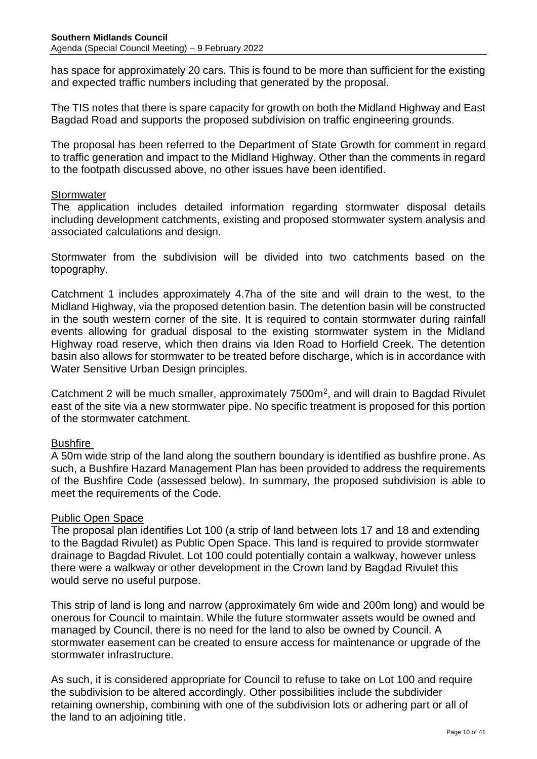has space for approximately 20 cars. This is found to be more than sufficient for the existing and expected traffic numbers including that generated by the proposal.

The TIS notes that there is spare capacity for growth on both the Midland Highway and East Bagdad Road and supports the proposed subdivision on traffic engineering grounds.

The proposal has been referred to the Department of State Growth for comment in regard to traffic generation and impact to the Midland Highway. Other than the comments in regard to the footpath discussed above, no other issues have been identified.

## Stormwater

The application includes detailed information regarding stormwater disposal details including development catchments, existing and proposed stormwater system analysis and associated calculations and design.

Stormwater from the subdivision will be divided into two catchments based on the topography.

Catchment 1 includes approximately 4.7ha of the site and will drain to the west, to the Midland Highway, via the proposed detention basin. The detention basin will be constructed in the south western corner of the site. It is required to contain stormwater during rainfall events allowing for gradual disposal to the existing stormwater system in the Midland Highway road reserve, which then drains via Iden Road to Horfield Creek. The detention basin also allows for stormwater to be treated before discharge, which is in accordance with Water Sensitive Urban Design principles.

Catchment 2 will be much smaller, approximately 7500m$^2$, and will drain to Bagdad Rivulet east of the site via a new stormwater pipe. No specific treatment is proposed for this portion of the stormwater catchment.

## Bushfire

A 50m wide strip of the land along the southern boundary is identified as bushfire prone. As such, a Bushfire Hazard Management Plan has been provided to address the requirements of the Bushfire Code (assessed below). In summary, the proposed subdivision is able to meet the requirements of the Code.

## Public Open Space

The proposal plan identifies Lot 100 (a strip of land between lots 17 and 18 and extending to the Bagdad Rivulet) as Public Open Space. This land is required to provide stormwater drainage to Bagdad Rivulet. Lot 100 could potentially contain a walkway, however unless there were a walkway or other development in the Crown land by Bagdad Rivulet this would serve no useful purpose.

This strip of land is long and narrow (approximately 6m wide and 200m long) and would be onerous for Council to maintain. While the future stormwater assets would be owned and managed by Council, there is no need for the land to also be owned by Council. A stormwater easement can be created to ensure access for maintenance or upgrade of the stormwater infrastructure.

As such, it is considered appropriate for Council to refuse to take on Lot 100 and require the subdivision to be altered accordingly. Other possibilities include the subdivider retaining ownership, combining with one of the subdivision lots or adhering part or all of the land to an adjoining title.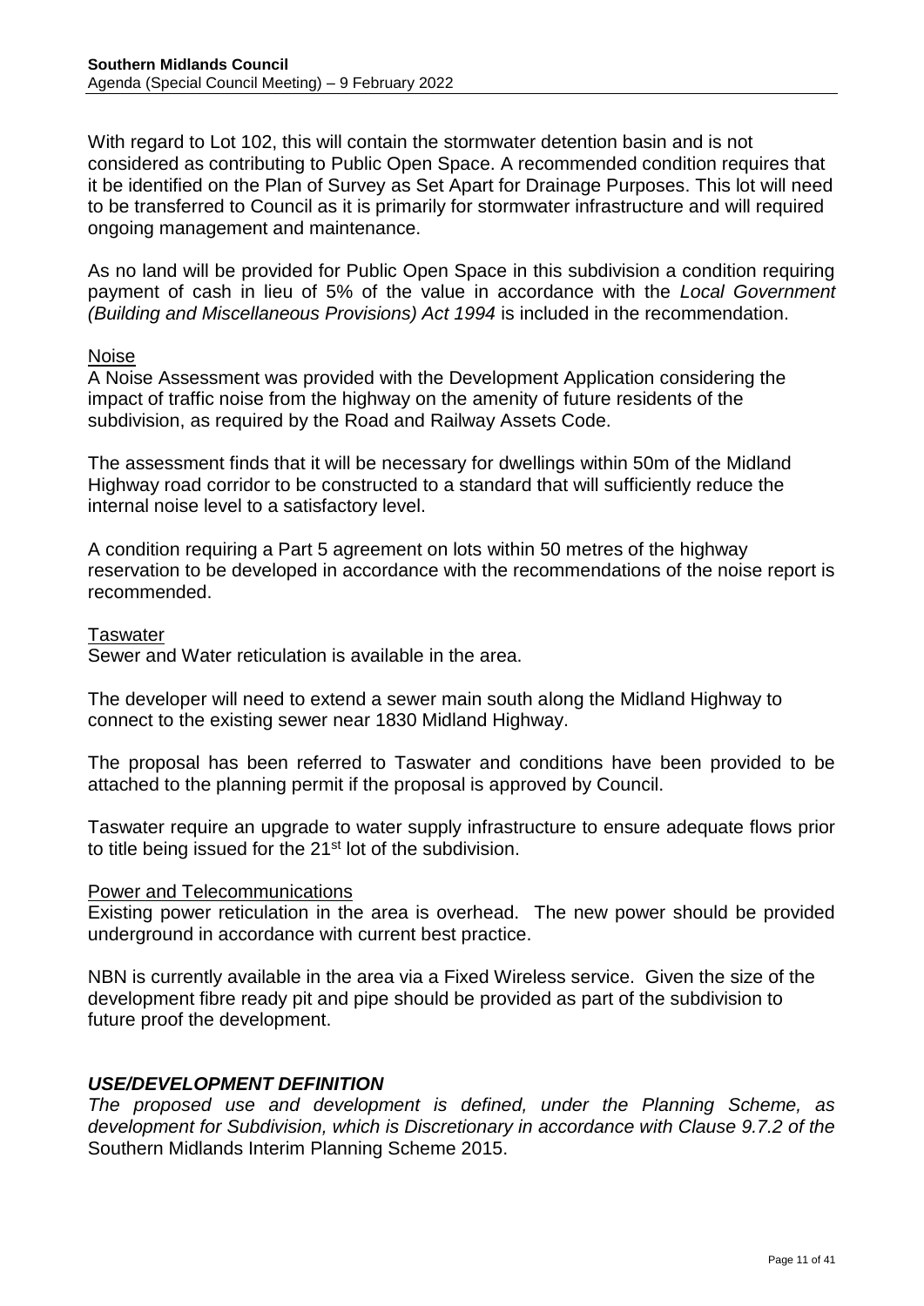With regard to Lot 102, this will contain the stormwater detention basin and is not considered as contributing to Public Open Space. A recommended condition requires that it be identified on the Plan of Survey as Set Apart for Drainage Purposes. This lot will need to be transferred to Council as it is primarily for stormwater infrastructure and will required ongoing management and maintenance.

As no land will be provided for Public Open Space in this subdivision a condition requiring payment of cash in lieu of 5% of the value in accordance with the *Local Government (Building and Miscellaneous Provisions) Act 1994* is included in the recommendation.

Noise

A Noise Assessment was provided with the Development Application considering the impact of traffic noise from the highway on the amenity of future residents of the subdivision, as required by the Road and Railway Assets Code.

The assessment finds that it will be necessary for dwellings within 50m of the Midland Highway road corridor to be constructed to a standard that will sufficiently reduce the internal noise level to a satisfactory level.

A condition requiring a Part 5 agreement on lots within 50 metres of the highway reservation to be developed in accordance with the recommendations of the noise report is recommended.

Taswater

Sewer and Water reticulation is available in the area.

The developer will need to extend a sewer main south along the Midland Highway to connect to the existing sewer near 1830 Midland Highway.

The proposal has been referred to Taswater and conditions have been provided to be attached to the planning permit if the proposal is approved by Council.

Taswater require an upgrade to water supply infrastructure to ensure adequate flows prior to title being issued for the 21st lot of the subdivision.

Power and Telecommunications

Existing power reticulation in the area is overhead. The new power should be provided underground in accordance with current best practice.

NBN is currently available in the area via a Fixed Wireless service. Given the size of the development fibre ready pit and pipe should be provided as part of the subdivision to future proof the development.

### *USE/DEVELOPMENT DEFINITION*

*The proposed use and development is defined, under the Planning Scheme, as development for Subdivision, which is Discretionary in accordance with Clause 9.7.2 of the* Southern Midlands Interim Planning Scheme 2015.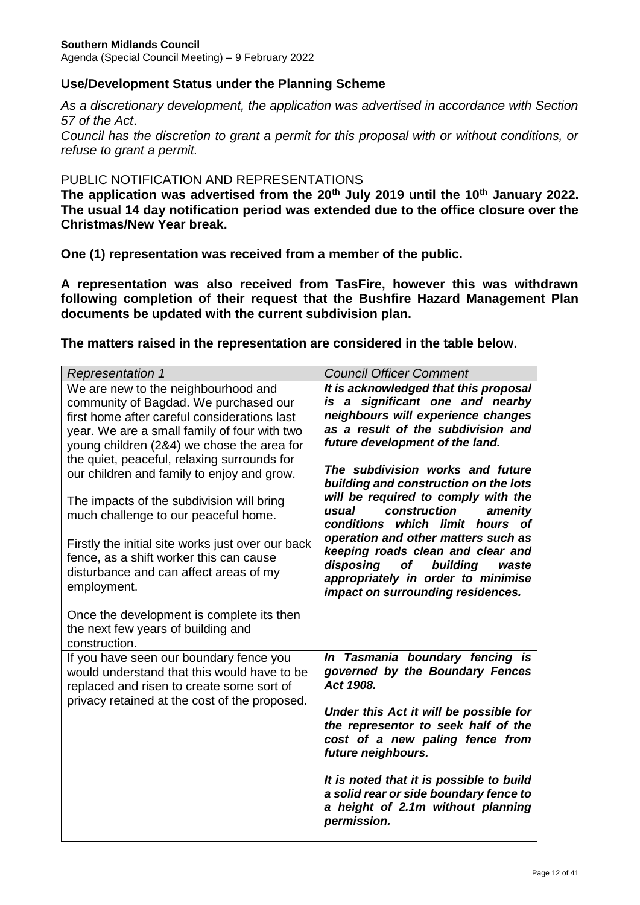## Use/Development Status under the Planning Scheme

*As a discretionary development, the application was advertised in accordance with Section 57 of the Act.*

*Council has the discretion to grant a permit for this proposal with or without conditions, or refuse to grant a permit.*

### PUBLIC NOTIFICATION AND REPRESENTATIONS

**The application was advertised from the 20th July 2019 until the 10th January 2022. The usual 14 day notification period was extended due to the office closure over the Christmas/New Year break.**

**One (1) representation was received from a member of the public.**

**A representation was also received from TasFire, however this was withdrawn following completion of their request that the Bushfire Hazard Management Plan documents be updated with the current subdivision plan.**

**The matters raised in the representation are considered in the table below.**

| *Representation 1* | *Council Officer Comment* |
|---|---|
| We are new to the neighbourhood and community of Bagdad. We purchased our first home after careful considerations last year. We are a small family of four with two young children (2&4) we chose the area for the quiet, peaceful, relaxing surrounds for our children and family to enjoy and grow.<br><br>The impacts of the subdivision will bring much challenge to our peaceful home.<br><br>Firstly the initial site works just over our back fence, as a shift worker this can cause disturbance and can affect areas of my employment.<br><br>Once the development is complete its then the next few years of building and construction. | ***It is acknowledged that this proposal is a significant one and nearby neighbours will experience changes as a result of the subdivision and future development of the land.***<br><br>***The subdivision works and future building and construction on the lots will be required to comply with the usual construction amenity conditions which limit hours of operation and other matters such as keeping roads clean and clear and disposing of building waste appropriately in order to minimise impact on surrounding residences.*** |
| If you have seen our boundary fence you would understand that this would have to be replaced and risen to create some sort of privacy retained at the cost of the proposed. | ***In Tasmania boundary fencing is governed by the Boundary Fences Act 1908.***<br><br>***Under this Act it will be possible for the representor to seek half of the cost of a new paling fence from future neighbours.***<br><br>***It is noted that it is possible to build a solid rear or side boundary fence to a height of 2.1m without planning permission.*** |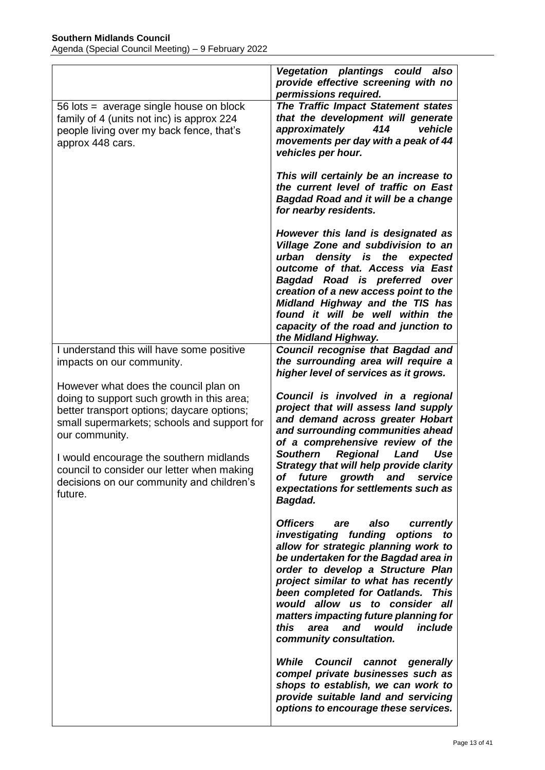| | |
|---|---|
| | ***Vegetation plantings could also provide effective screening with no permissions required.*** |
| 56 lots = average single house on block family of 4 (units not inc) is approx 224 people living over my back fence, that's approx 448 cars. | ***The Traffic Impact Statement states that the development will generate approximately 414 vehicle movements per day with a peak of 44 vehicles per hour.***<br><br>***This will certainly be an increase to the current level of traffic on East Bagdad Road and it will be a change for nearby residents.***<br><br>***However this land is designated as Village Zone and subdivision to an urban density is the expected outcome of that. Access via East Bagdad Road is preferred over creation of a new access point to the Midland Highway and the TIS has found it will be well within the capacity of the road and junction to the Midland Highway.*** |
| I understand this will have some positive impacts on our community.<br><br>However what does the council plan on doing to support such growth in this area; better transport options; daycare options; small supermarkets; schools and support for our community.<br><br>I would encourage the southern midlands council to consider our letter when making decisions on our community and children's future. | ***Council recognise that Bagdad and the surrounding area will require a higher level of services as it grows.***<br><br>***Council is involved in a regional project that will assess land supply and demand across greater Hobart and surrounding communities ahead of a comprehensive review of the Southern Regional Land Use Strategy that will help provide clarity of future growth and service expectations for settlements such as Bagdad.***<br><br>***Officers are also currently investigating funding options to allow for strategic planning work to be undertaken for the Bagdad area in order to develop a Structure Plan project similar to what has recently been completed for Oatlands. This would allow us to consider all matters impacting future planning for this area and would include community consultation.***<br><br>***While Council cannot generally compel private businesses such as shops to establish, we can work to provide suitable land and servicing options to encourage these services.*** |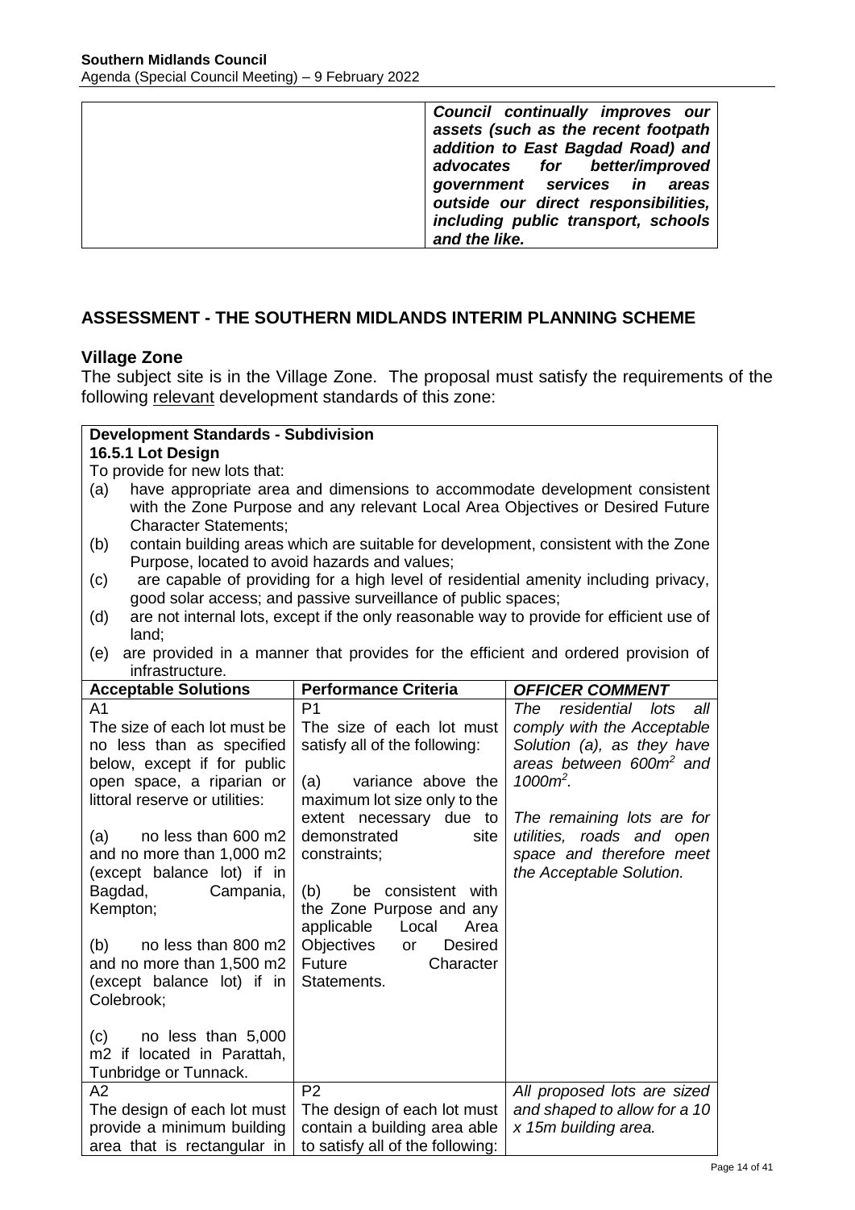| | |
|---|---|
| | ***Council continually improves our assets (such as the recent footpath addition to East Bagdad Road) and advocates for better/improved government services in areas outside our direct responsibilities, including public transport, schools and the like.*** |

## ASSESSMENT - THE SOUTHERN MIDLANDS INTERIM PLANNING SCHEME

### Village Zone

The subject site is in the Village Zone. The proposal must satisfy the requirements of the following relevant development standards of this zone:

**Development Standards - Subdivision**

**16.5.1 Lot Design**

To provide for new lots that:

(a) have appropriate area and dimensions to accommodate development consistent with the Zone Purpose and any relevant Local Area Objectives or Desired Future Character Statements;

(b) contain building areas which are suitable for development, consistent with the Zone Purpose, located to avoid hazards and values;

(c) are capable of providing for a high level of residential amenity including privacy, good solar access; and passive surveillance of public spaces;

(d) are not internal lots, except if the only reasonable way to provide for efficient use of land;

(e) are provided in a manner that provides for the efficient and ordered provision of infrastructure.

| Acceptable Solutions | Performance Criteria | *OFFICER COMMENT* |
|---|---|---|
| A1<br>The size of each lot must be no less than as specified below, except if for public open space, a riparian or littoral reserve or utilities:<br><br>(a) no less than 600 m2 and no more than 1,000 m2 (except balance lot) if in Bagdad, Campania, Kempton;<br><br>(b) no less than 800 m2 and no more than 1,500 m2 (except balance lot) if in Colebrook;<br><br>(c) no less than 5,000 m2 if located in Parattah, Tunbridge or Tunnack. | P1<br>The size of each lot must satisfy all of the following:<br><br>(a) variance above the maximum lot size only to the extent necessary due to demonstrated site constraints;<br><br>(b) be consistent with the Zone Purpose and any applicable Local Area Objectives or Desired Future Character Statements. | *The residential lots all comply with the Acceptable Solution (a), as they have areas between 600m$^2$ and 1000m$^2$.*<br><br>*The remaining lots are for utilities, roads and open space and therefore meet the Acceptable Solution.* |
| A2<br>The design of each lot must provide a minimum building area that is rectangular in | P2<br>The design of each lot must contain a building area able to satisfy all of the following: | *All proposed lots are sized and shaped to allow for a 10 x 15m building area.* |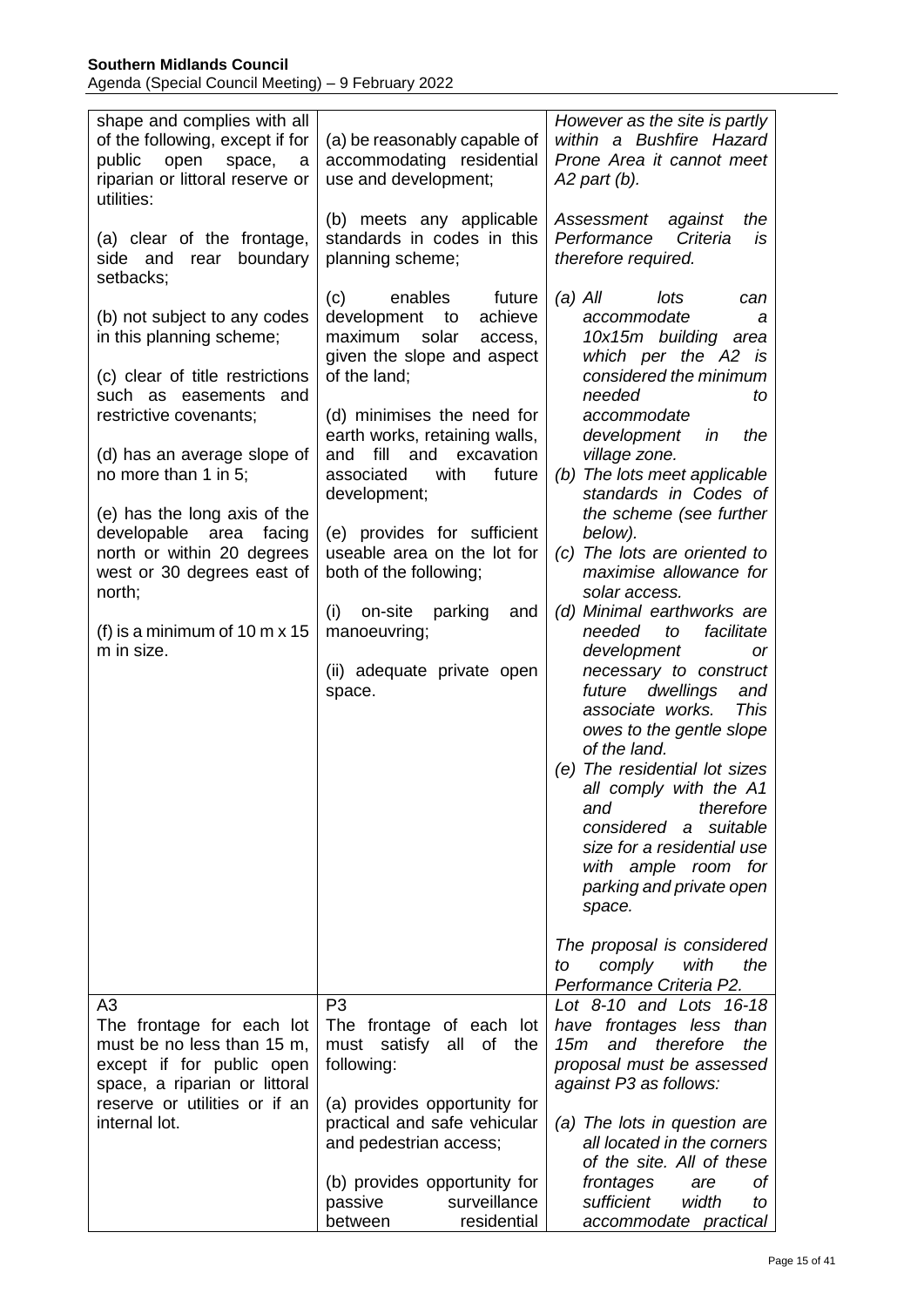| | | |
|---|---|---|
| shape and complies with all of the following, except if for public open space, a riparian or littoral reserve or utilities:<br><br>(a) clear of the frontage, side and rear boundary setbacks;<br><br>(b) not subject to any codes in this planning scheme;<br><br>(c) clear of title restrictions such as easements and restrictive covenants;<br><br>(d) has an average slope of no more than 1 in 5;<br><br>(e) has the long axis of the developable area facing north or within 20 degrees west or 30 degrees east of north;<br><br>(f) is a minimum of 10 m x 15 m in size. | (a) be reasonably capable of accommodating residential use and development;<br><br>(b) meets any applicable standards in codes in this planning scheme;<br><br>(c) enables future development to achieve maximum solar access, given the slope and aspect of the land;<br><br>(d) minimises the need for earth works, retaining walls, and fill and excavation associated with future development;<br><br>(e) provides for sufficient useable area on the lot for both of the following;<br><br>(i) on-site parking and manoeuvring;<br><br>(ii) adequate private open space. | *However as the site is partly within a Bushfire Hazard Prone Area it cannot meet A2 part (b).*<br><br>*Assessment against the Performance Criteria is therefore required.*<br><br>*(a) All lots can accommodate a 10x15m building area which per the A2 is considered the minimum needed to accommodate development in the village zone.*<br>*(b) The lots meet applicable standards in Codes of the scheme (see further below).*<br>*(c) The lots are oriented to maximise allowance for solar access.*<br>*(d) Minimal earthworks are needed to facilitate development or necessary to construct future dwellings and associate works. This owes to the gentle slope of the land.*<br>*(e) The residential lot sizes all comply with the A1 and therefore considered a suitable size for a residential use with ample room for parking and private open space.*<br><br>*The proposal is considered to comply with the Performance Criteria P2.* |
| A3<br>The frontage for each lot must be no less than 15 m, except if for public open space, a riparian or littoral reserve or utilities or if an internal lot. | P3<br>The frontage of each lot must satisfy all of the following:<br><br>(a) provides opportunity for practical and safe vehicular and pedestrian access;<br><br>(b) provides opportunity for passive surveillance between residential | *Lot 8-10 and Lots 16-18 have frontages less than 15m and therefore the proposal must be assessed against P3 as follows:*<br><br>*(a) The lots in question are all located in the corners of the site. All of these frontages are of sufficient width to accommodate practical* |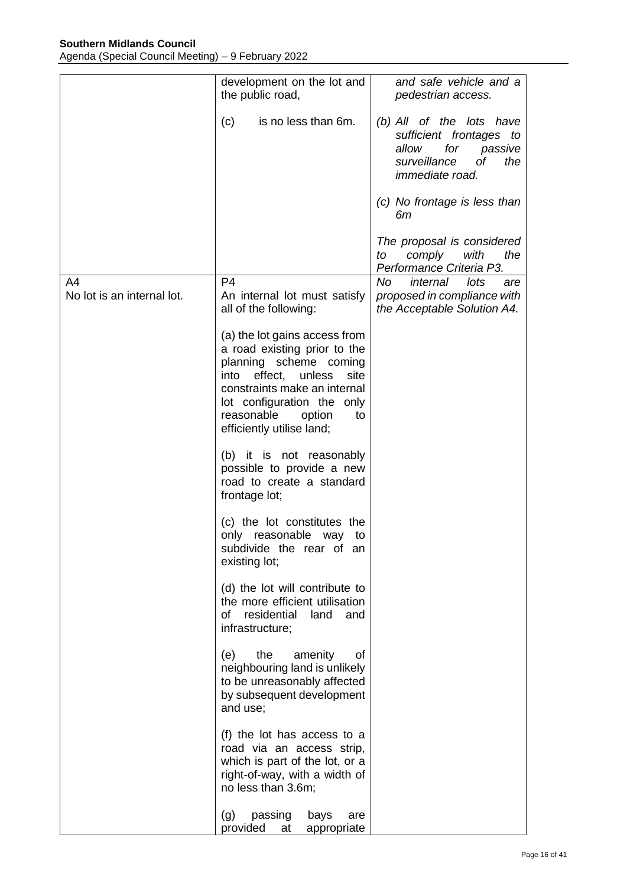| | | |
|---|---|---|
| | development on the lot and the public road,<br><br>(c) is no less than 6m. | *and safe vehicle and a pedestrian access.*<br><br>*(b) All of the lots have sufficient frontages to allow for passive surveillance of the immediate road.*<br><br>*(c) No frontage is less than 6m*<br><br>*The proposal is considered to comply with the Performance Criteria P3.* |
| A4<br>No lot is an internal lot. | P4<br>An internal lot must satisfy all of the following:<br><br>(a) the lot gains access from a road existing prior to the planning scheme coming into effect, unless site constraints make an internal lot configuration the only reasonable option to efficiently utilise land;<br><br>(b) it is not reasonably possible to provide a new road to create a standard frontage lot;<br><br>(c) the lot constitutes the only reasonable way to subdivide the rear of an existing lot;<br><br>(d) the lot will contribute to the more efficient utilisation of residential land and infrastructure;<br><br>(e) the amenity of neighbouring land is unlikely to be unreasonably affected by subsequent development and use;<br><br>(f) the lot has access to a road via an access strip, which is part of the lot, or a right-of-way, with a width of no less than 3.6m;<br><br>(g) passing bays are provided at appropriate | *No internal lots are proposed in compliance with the Acceptable Solution A4.* |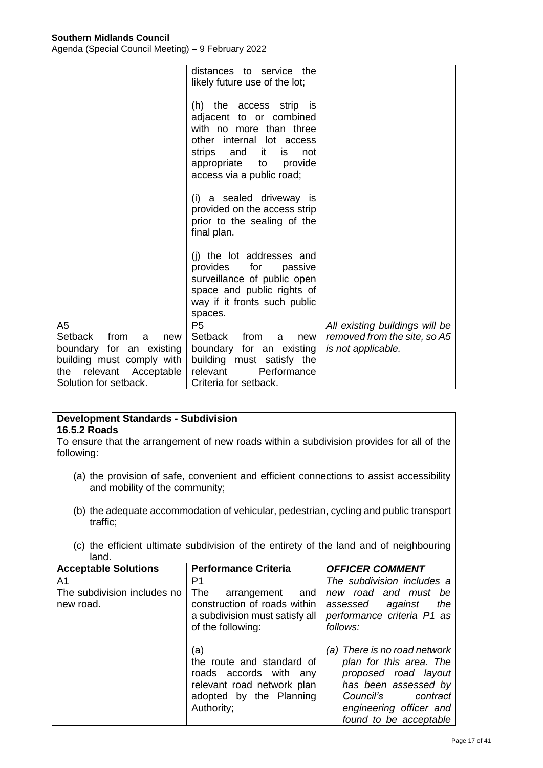| | distances to service the likely future use of the lot;<br><br>(h) the access strip is adjacent to or combined with no more than three other internal lot access strips and it is not appropriate to provide access via a public road;<br><br>(i) a sealed driveway is provided on the access strip prior to the sealing of the final plan.<br><br>(j) the lot addresses and provides for passive surveillance of public open space and public rights of way if it fronts such public spaces. | |
|---|---|---|
| A5<br>Setback from a new boundary for an existing building must comply with the relevant Acceptable Solution for setback. | P5<br>Setback from a new boundary for an existing building must satisfy the relevant Performance Criteria for setback. | *All existing buildings will be removed from the site, so A5 is not applicable.* |

**Development Standards - Subdivision**
**16.5.2 Roads**

To ensure that the arrangement of new roads within a subdivision provides for all of the following:

(a) the provision of safe, convenient and efficient connections to assist accessibility and mobility of the community;

(b) the adequate accommodation of vehicular, pedestrian, cycling and public transport traffic;

(c) the efficient ultimate subdivision of the entirety of the land and of neighbouring land.

| Acceptable Solutions | Performance Criteria | *OFFICER COMMENT* |
|---|---|---|
| A1<br>The subdivision includes no new road. | P1<br>The arrangement and construction of roads within a subdivision must satisfy all of the following:<br><br>(a)<br>the route and standard of roads accords with any relevant road network plan adopted by the Planning Authority; | *The subdivision includes a new road and must be assessed against the performance criteria P1 as follows:*<br><br>*(a) There is no road network plan for this area. The proposed road layout has been assessed by Council's contract engineering officer and found to be acceptable* |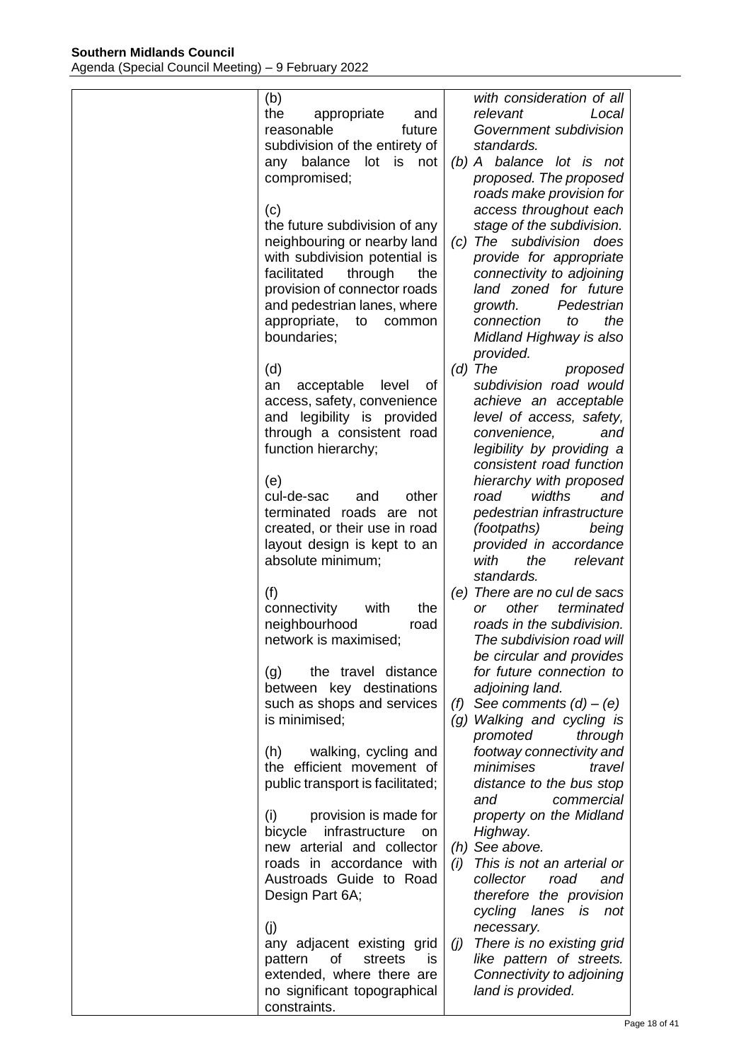| | | |
|---|---|---|
| | (b) the appropriate and reasonable future subdivision of the entirety of any balance lot is not compromised;<br><br>(c) the future subdivision of any neighbouring or nearby land with subdivision potential is facilitated through the provision of connector roads and pedestrian lanes, where appropriate, to common boundaries;<br><br>(d) an acceptable level of access, safety, convenience and legibility is provided through a consistent road function hierarchy;<br><br>(e) cul-de-sac and other terminated roads are not created, or their use in road layout design is kept to an absolute minimum;<br><br>(f) connectivity with the neighbourhood road network is maximised;<br><br>(g) the travel distance between key destinations such as shops and services is minimised;<br><br>(h) walking, cycling and the efficient movement of public transport is facilitated;<br><br>(i) provision is made for bicycle infrastructure on new arterial and collector roads in accordance with Austroads Guide to Road Design Part 6A;<br><br>(j) any adjacent existing grid pattern of streets is extended, where there are no significant topographical constraints. | *with consideration of all relevant Local Government subdivision standards.*<br><br>*(b) A balance lot is not proposed. The proposed roads make provision for access throughout each stage of the subdivision.*<br><br>*(c) The subdivision does provide for appropriate connectivity to adjoining land zoned for future growth. Pedestrian connection to the Midland Highway is also provided.*<br><br>*(d) The proposed subdivision road would achieve an acceptable level of access, safety, convenience, and legibility by providing a consistent road function hierarchy with proposed road widths and pedestrian infrastructure (footpaths) being provided in accordance with the relevant standards.*<br><br>*(e) There are no cul de sacs or other terminated roads in the subdivision. The subdivision road will be circular and provides for future connection to adjoining land.*<br><br>*(f) See comments (d) – (e)*<br><br>*(g) Walking and cycling is promoted through footway connectivity and minimises travel distance to the bus stop and commercial property on the Midland Highway.*<br><br>*(h) See above.*<br><br>*(i) This is not an arterial or collector road and therefore the provision cycling lanes is not necessary.*<br><br>*(j) There is no existing grid like pattern of streets. Connectivity to adjoining land is provided.* |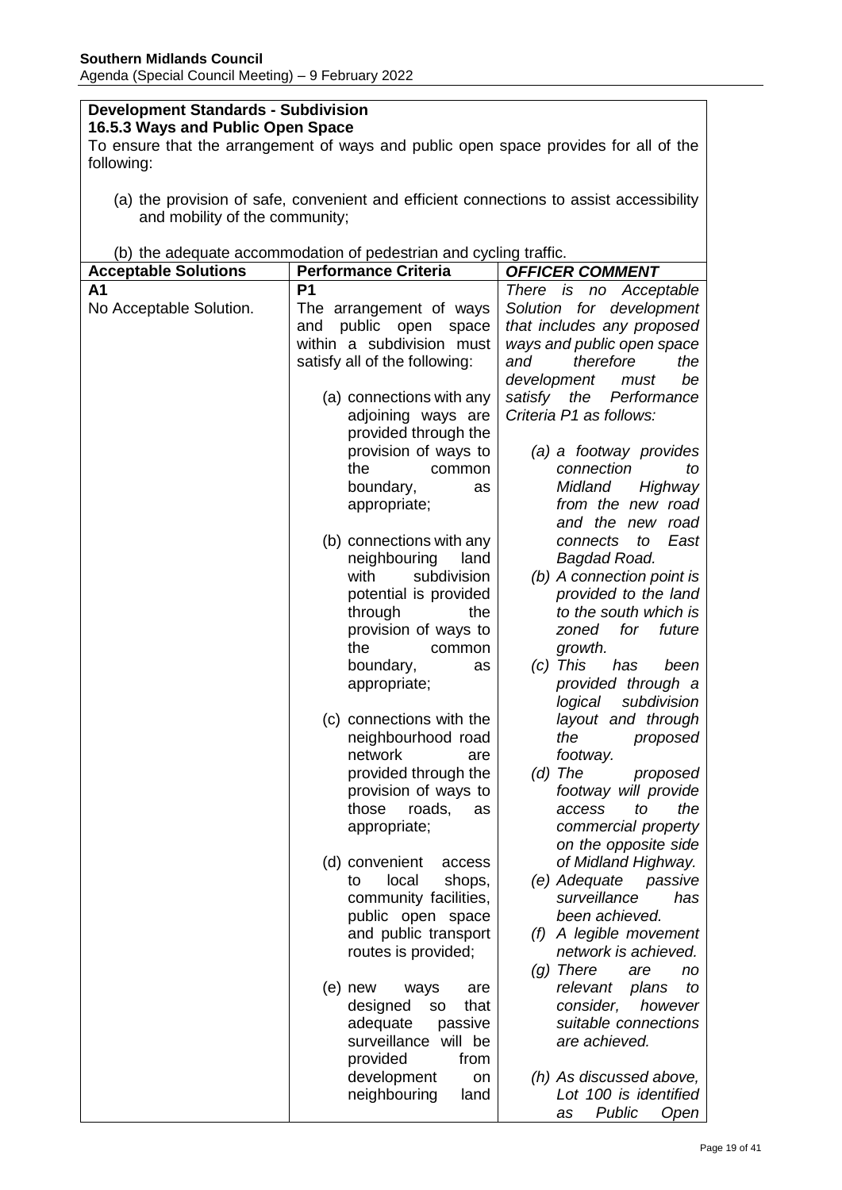**Development Standards - Subdivision**
**16.5.3 Ways and Public Open Space**

To ensure that the arrangement of ways and public open space provides for all of the following:

(a) the provision of safe, convenient and efficient connections to assist accessibility and mobility of the community;

(b) the adequate accommodation of pedestrian and cycling traffic.

| Acceptable Solutions | Performance Criteria | *OFFICER COMMENT* |
|---|---|---|
| **A1**<br>No Acceptable Solution. | **P1**<br>The arrangement of ways and public open space within a subdivision must satisfy all of the following:<br><br>(a) connections with any adjoining ways are provided through the provision of ways to the common boundary, as appropriate;<br><br>(b) connections with any neighbouring land with subdivision potential is provided through the provision of ways to the common boundary, as appropriate;<br><br>(c) connections with the neighbourhood road network are provided through the provision of ways to those roads, as appropriate;<br><br>(d) convenient access to local shops, community facilities, public open space and public transport routes is provided;<br><br>(e) new ways are designed so that adequate passive surveillance will be provided from development on neighbouring land | *There is no Acceptable Solution for development that includes any proposed ways and public open space and therefore the development must be satisfy the Performance Criteria P1 as follows:*<br><br>*(a) a footway provides connection to Midland Highway from the new road and the new road connects to East Bagdad Road.*<br>*(b) A connection point is provided to the land to the south which is zoned for future growth.*<br>*(c) This has been provided through a logical subdivision layout and through the proposed footway.*<br>*(d) The proposed footway will provide access to the commercial property on the opposite side of Midland Highway.*<br>*(e) Adequate passive surveillance has been achieved.*<br>*(f) A legible movement network is achieved.*<br>*(g) There are no relevant plans to consider, however suitable connections are achieved.*<br><br>*(h) As discussed above, Lot 100 is identified as Public Open* |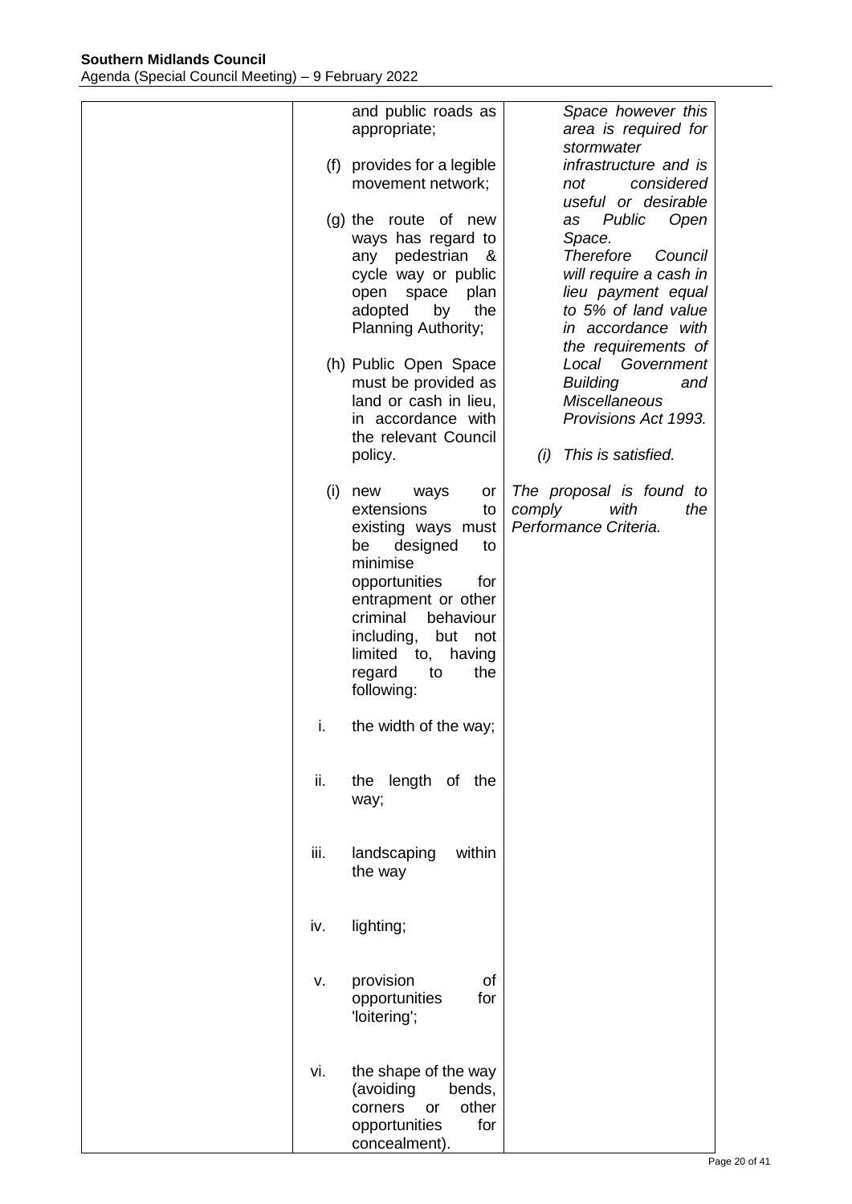| | | |
|---|---|---|
| | and public roads as appropriate;<br><br>(f) provides for a legible movement network;<br><br>(g) the route of new ways has regard to any pedestrian & cycle way or public open space plan adopted by the Planning Authority;<br><br>(h) Public Open Space must be provided as land or cash in lieu, in accordance with the relevant Council policy. | *Space however this area is required for stormwater infrastructure and is not considered useful or desirable as Public Open Space.*<br>*Therefore Council will require a cash in lieu payment equal to 5% of land value in accordance with the requirements of Local Government Building and Miscellaneous Provisions Act 1993.*<br><br>*(i) This is satisfied.* |
| | (i) new ways or extensions to existing ways must be designed to minimise opportunities for entrapment or other criminal behaviour including, but not limited to, having regard to the following:<br><br>i. the width of the way;<br><br>ii. the length of the way;<br><br>iii. landscaping within the way<br><br>iv. lighting;<br><br>v. provision of opportunities for 'loitering';<br><br>vi. the shape of the way (avoiding bends, corners or other opportunities for concealment). | *The proposal is found to comply with the Performance Criteria.* |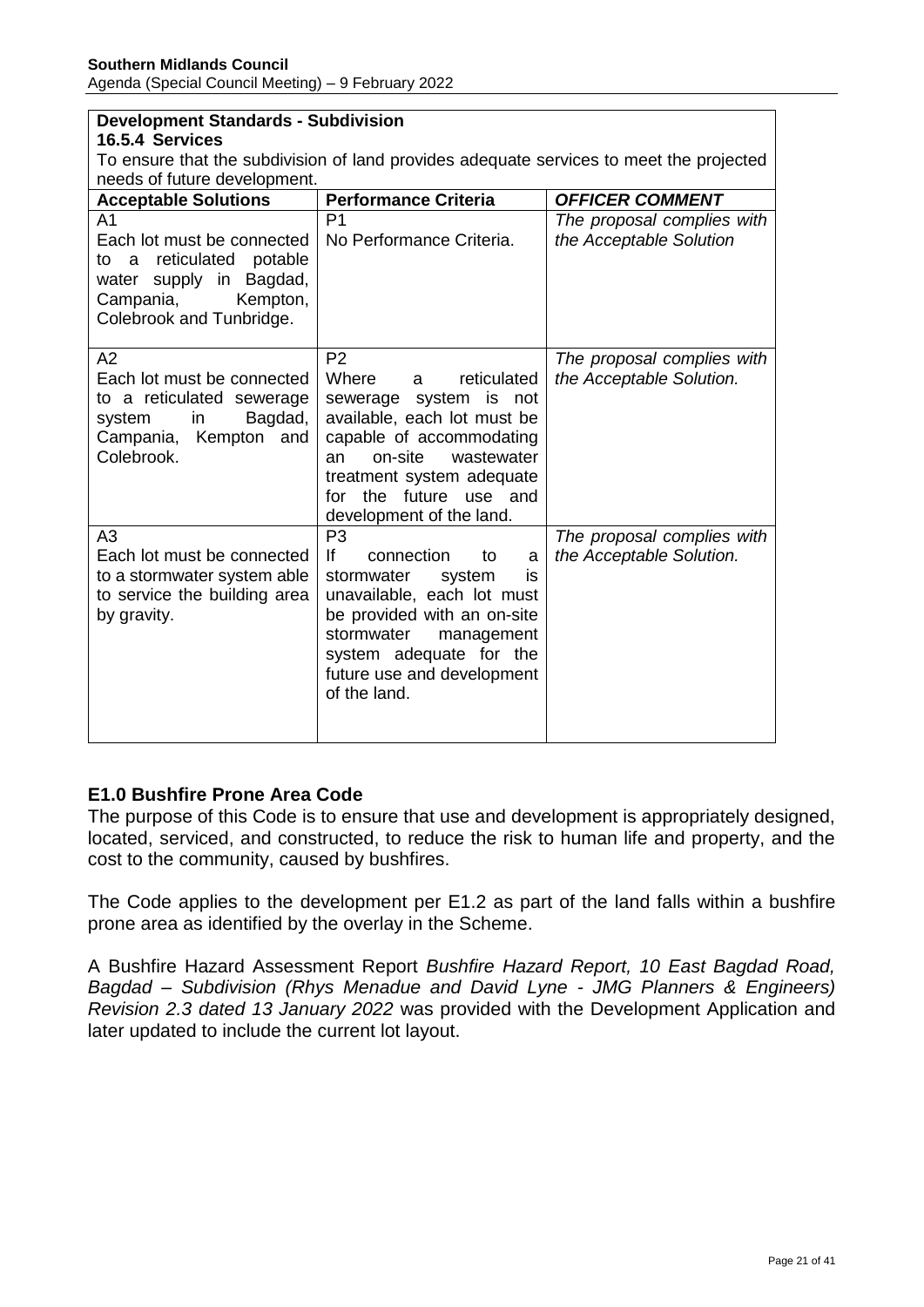| **Development Standards - Subdivision** **16.5.4 Services** To ensure that the subdivision of land provides adequate services to meet the projected needs of future development. | | |
|---|---|---|
| **Acceptable Solutions** | **Performance Criteria** | ***OFFICER COMMENT*** |
| A1 Each lot must be connected to a reticulated potable water supply in Bagdad, Campania, Kempton, Colebrook and Tunbridge. | P1 No Performance Criteria. | *The proposal complies with the Acceptable Solution* |
| A2 Each lot must be connected to a reticulated sewerage system in Bagdad, Campania, Kempton and Colebrook. | P2 Where a reticulated sewerage system is not available, each lot must be capable of accommodating an on-site wastewater treatment system adequate for the future use and development of the land. | *The proposal complies with the Acceptable Solution.* |
| A3 Each lot must be connected to a stormwater system able to service the building area by gravity. | P3 If connection to a stormwater system is unavailable, each lot must be provided with an on-site stormwater management system adequate for the future use and development of the land. | *The proposal complies with the Acceptable Solution.* |

## E1.0 Bushfire Prone Area Code

The purpose of this Code is to ensure that use and development is appropriately designed, located, serviced, and constructed, to reduce the risk to human life and property, and the cost to the community, caused by bushfires.

The Code applies to the development per E1.2 as part of the land falls within a bushfire prone area as identified by the overlay in the Scheme.

A Bushfire Hazard Assessment Report *Bushfire Hazard Report, 10 East Bagdad Road, Bagdad – Subdivision (Rhys Menadue and David Lyne - JMG Planners & Engineers) Revision 2.3 dated 13 January 2022* was provided with the Development Application and later updated to include the current lot layout.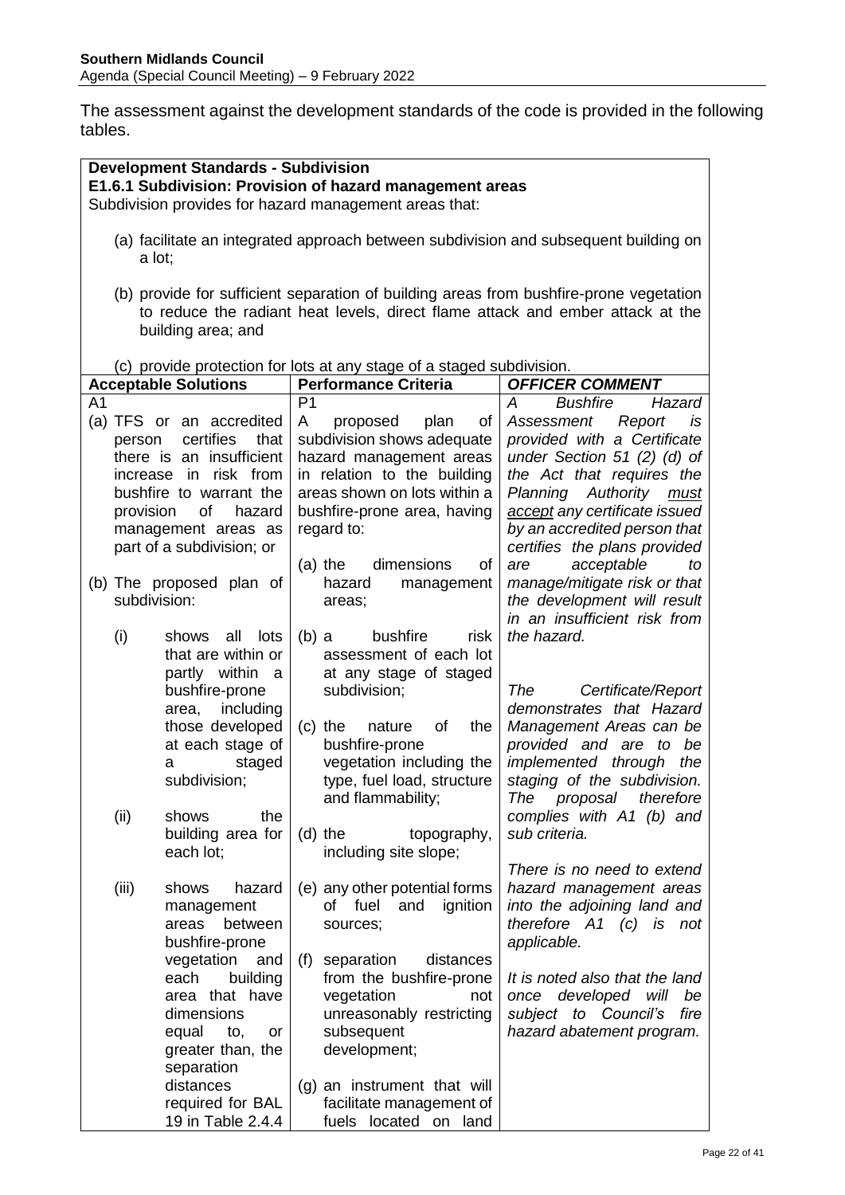The assessment against the development standards of the code is provided in the following tables.

**Development Standards - Subdivision**
**E1.6.1 Subdivision: Provision of hazard management areas**
Subdivision provides for hazard management areas that:

(a) facilitate an integrated approach between subdivision and subsequent building on a lot;

(b) provide for sufficient separation of building areas from bushfire-prone vegetation to reduce the radiant heat levels, direct flame attack and ember attack at the building area; and

(c) provide protection for lots at any stage of a staged subdivision.

| Acceptable Solutions | Performance Criteria | OFFICER COMMENT |
|---|---|---|
| A1<br>(a) TFS or an accredited person certifies that there is an insufficient increase in risk from bushfire to warrant the provision of hazard management areas as part of a subdivision; or<br>(b) The proposed plan of subdivision:<br>(i) shows all lots that are within or partly within a bushfire-prone area, including those developed at each stage of a staged subdivision;<br>(ii) shows the building area for each lot;<br>(iii) shows hazard management areas between bushfire-prone vegetation and each building area that have dimensions equal to, or greater than, the separation distances required for BAL 19 in Table 2.4.4 | P1<br>A proposed plan of subdivision shows adequate hazard management areas in relation to the building areas shown on lots within a bushfire-prone area, having regard to:<br>(a) the dimensions of hazard management areas;<br>(b) a bushfire risk assessment of each lot at any stage of staged subdivision;<br>(c) the nature of the bushfire-prone vegetation including the type, fuel load, structure and flammability;<br>(d) the topography, including site slope;<br>(e) any other potential forms of fuel and ignition sources;<br>(f) separation distances from the bushfire-prone vegetation not unreasonably restricting subsequent development;<br>(g) an instrument that will facilitate management of fuels located on land | *A Bushfire Hazard Assessment Report is provided with a Certificate under Section 51 (2) (d) of the Act that requires the Planning Authority <u>must accept</u> any certificate issued by an accredited person that certifies the plans provided are acceptable to manage/mitigate risk or that the development will result in an insufficient risk from the hazard.*<br><br>*The Certificate/Report demonstrates that Hazard Management Areas can be provided and are to be implemented through the staging of the subdivision. The proposal therefore complies with A1 (b) and sub criteria.*<br><br>*There is no need to extend hazard management areas into the adjoining land and therefore A1 (c) is not applicable.*<br><br>*It is noted also that the land once developed will be subject to Council's fire hazard abatement program.* |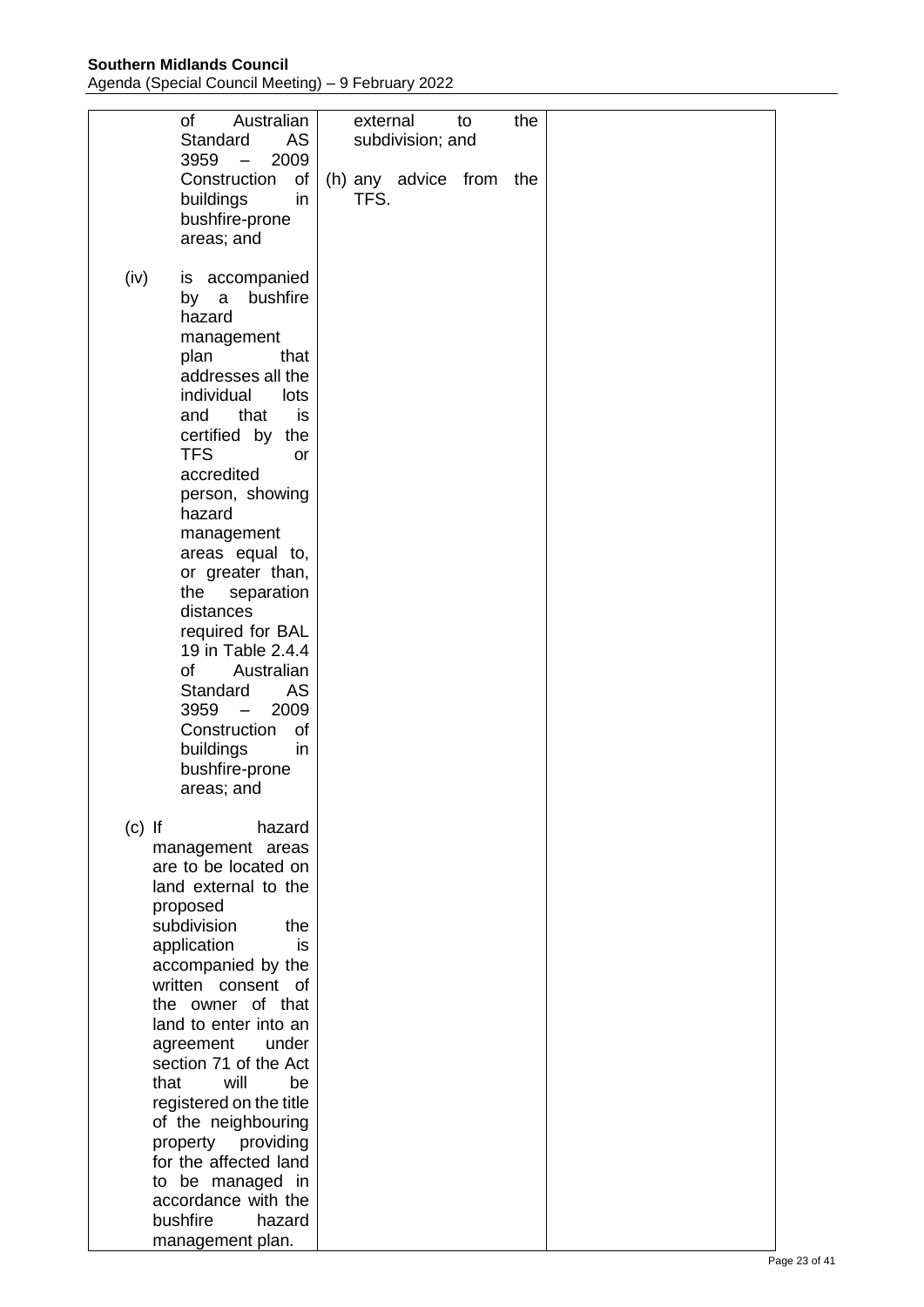| | | |
|---|---|---|
| of Australian Standard AS 3959 – 2009 Construction of buildings in bushfire-prone areas; and<br><br>(iv) is accompanied by a bushfire hazard management plan that addresses all the individual lots and that is certified by the TFS or accredited person, showing hazard management areas equal to, or greater than, the separation distances required for BAL 19 in Table 2.4.4 of Australian Standard AS 3959 – 2009 Construction of buildings in bushfire-prone areas; and<br><br>(c) If hazard management areas are to be located on land external to the proposed subdivision the application is accompanied by the written consent of the owner of that land to enter into an agreement under section 71 of the Act that will be registered on the title of the neighbouring property providing for the affected land to be managed in accordance with the bushfire hazard management plan. | external to the subdivision; and<br><br>(h) any advice from the TFS. | |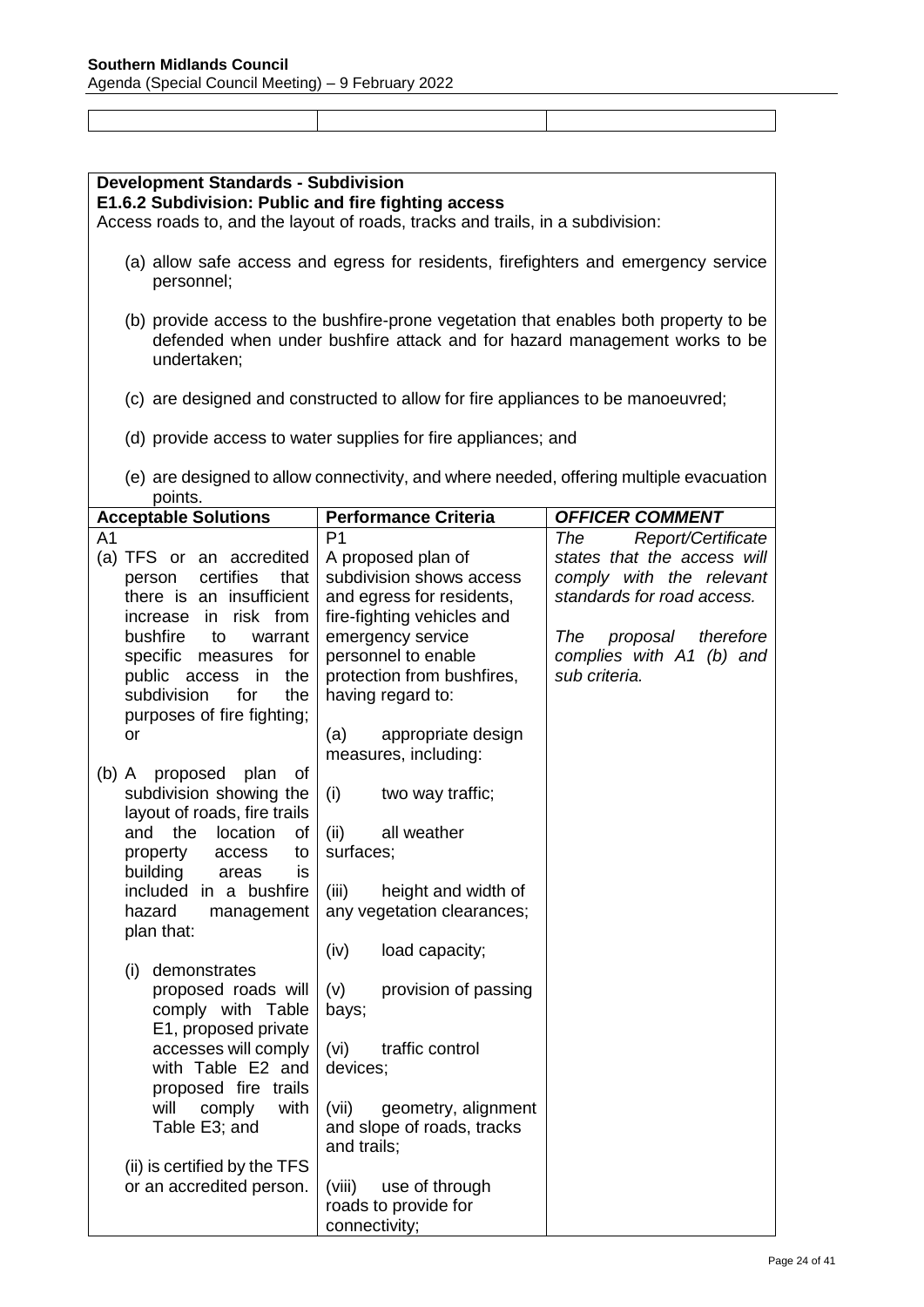| | | |
|---|---|---|

**Development Standards - Subdivision**
**E1.6.2 Subdivision: Public and fire fighting access**

Access roads to, and the layout of roads, tracks and trails, in a subdivision:

(a) allow safe access and egress for residents, firefighters and emergency service personnel;

(b) provide access to the bushfire-prone vegetation that enables both property to be defended when under bushfire attack and for hazard management works to be undertaken;

(c) are designed and constructed to allow for fire appliances to be manoeuvred;

(d) provide access to water supplies for fire appliances; and

(e) are designed to allow connectivity, and where needed, offering multiple evacuation points.

| **Acceptable Solutions** | **Performance Criteria** | ***OFFICER COMMENT*** |
|---|---|---|
| A1<br>(a) TFS or an accredited person certifies that there is an insufficient increase in risk from bushfire to warrant specific measures for public access in the subdivision for the purposes of fire fighting; or<br><br>(b) A proposed plan of subdivision showing the layout of roads, fire trails and the location of property access to building areas is included in a bushfire hazard management plan that:<br><br>(i) demonstrates proposed roads will comply with Table E1, proposed private accesses will comply with Table E2 and proposed fire trails will comply with Table E3; and<br><br>(ii) is certified by the TFS or an accredited person. | P1<br>A proposed plan of subdivision shows access and egress for residents, fire-fighting vehicles and emergency service personnel to enable protection from bushfires, having regard to:<br><br>(a) appropriate design measures, including:<br><br>(i) two way traffic;<br><br>(ii) all weather surfaces;<br><br>(iii) height and width of any vegetation clearances;<br><br>(iv) load capacity;<br><br>(v) provision of passing bays;<br><br>(vi) traffic control devices;<br><br>(vii) geometry, alignment and slope of roads, tracks and trails;<br><br>(viii) use of through roads to provide for connectivity; | *The Report/Certificate states that the access will comply with the relevant standards for road access.*<br><br>*The proposal therefore complies with A1 (b) and sub criteria.* |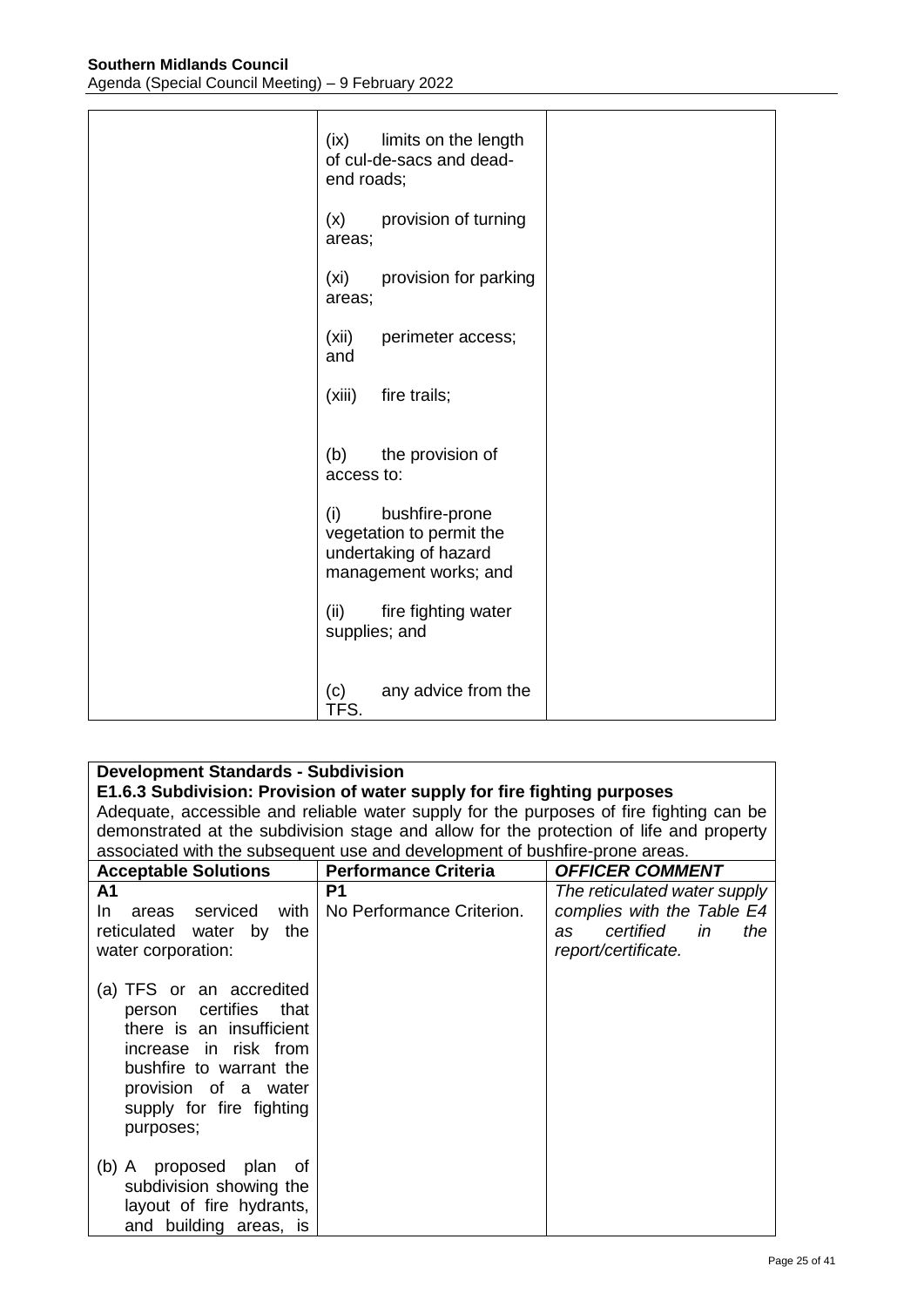| | | |
|---|---|---|
| | (ix) limits on the length of cul-de-sacs and dead-end roads;<br><br>(x) provision of turning areas;<br><br>(xi) provision for parking areas;<br><br>(xii) perimeter access; and<br><br>(xiii) fire trails;<br><br>(b) the provision of access to:<br><br>(i) bushfire-prone vegetation to permit the undertaking of hazard management works; and<br><br>(ii) fire fighting water supplies; and<br><br>(c) any advice from the TFS. | |

**Development Standards - Subdivision**
**E1.6.3 Subdivision: Provision of water supply for fire fighting purposes**
Adequate, accessible and reliable water supply for the purposes of fire fighting can be demonstrated at the subdivision stage and allow for the protection of life and property associated with the subsequent use and development of bushfire-prone areas.

| **Acceptable Solutions** | **Performance Criteria** | ***OFFICER COMMENT*** |
|---|---|---|
| **A1**<br>In areas serviced with reticulated water by the water corporation:<br><br>(a) TFS or an accredited person certifies that there is an insufficient increase in risk from bushfire to warrant the provision of a water supply for fire fighting purposes;<br><br>(b) A proposed plan of subdivision showing the layout of fire hydrants, and building areas, is | **P1**<br>No Performance Criterion. | *The reticulated water supply complies with the Table E4 as certified in the report/certificate.* |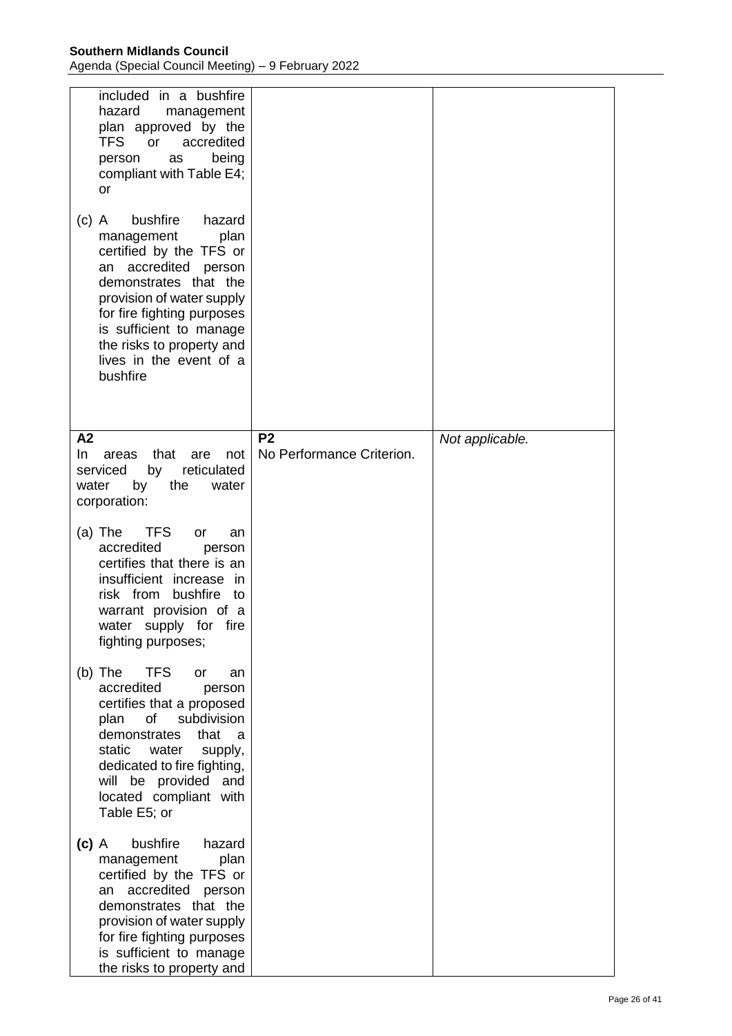| | | |
|---|---|---|
| included in a bushfire hazard management plan approved by the TFS or accredited person as being compliant with Table E4; or<br><br>(c) A bushfire hazard management plan certified by the TFS or an accredited person demonstrates that the provision of water supply for fire fighting purposes is sufficient to manage the risks to property and lives in the event of a bushfire | | |
| **A2**<br>In areas that are not serviced by reticulated water by the water corporation:<br><br>(a) The TFS or an accredited person certifies that there is an insufficient increase in risk from bushfire to warrant provision of a water supply for fire fighting purposes;<br><br>(b) The TFS or an accredited person certifies that a proposed plan of subdivision demonstrates that a static water supply, dedicated to fire fighting, will be provided and located compliant with Table E5; or<br><br>**(c)** A bushfire hazard management plan certified by the TFS or an accredited person demonstrates that the provision of water supply for fire fighting purposes is sufficient to manage the risks to property and | **P2**<br>No Performance Criterion. | *Not applicable.* |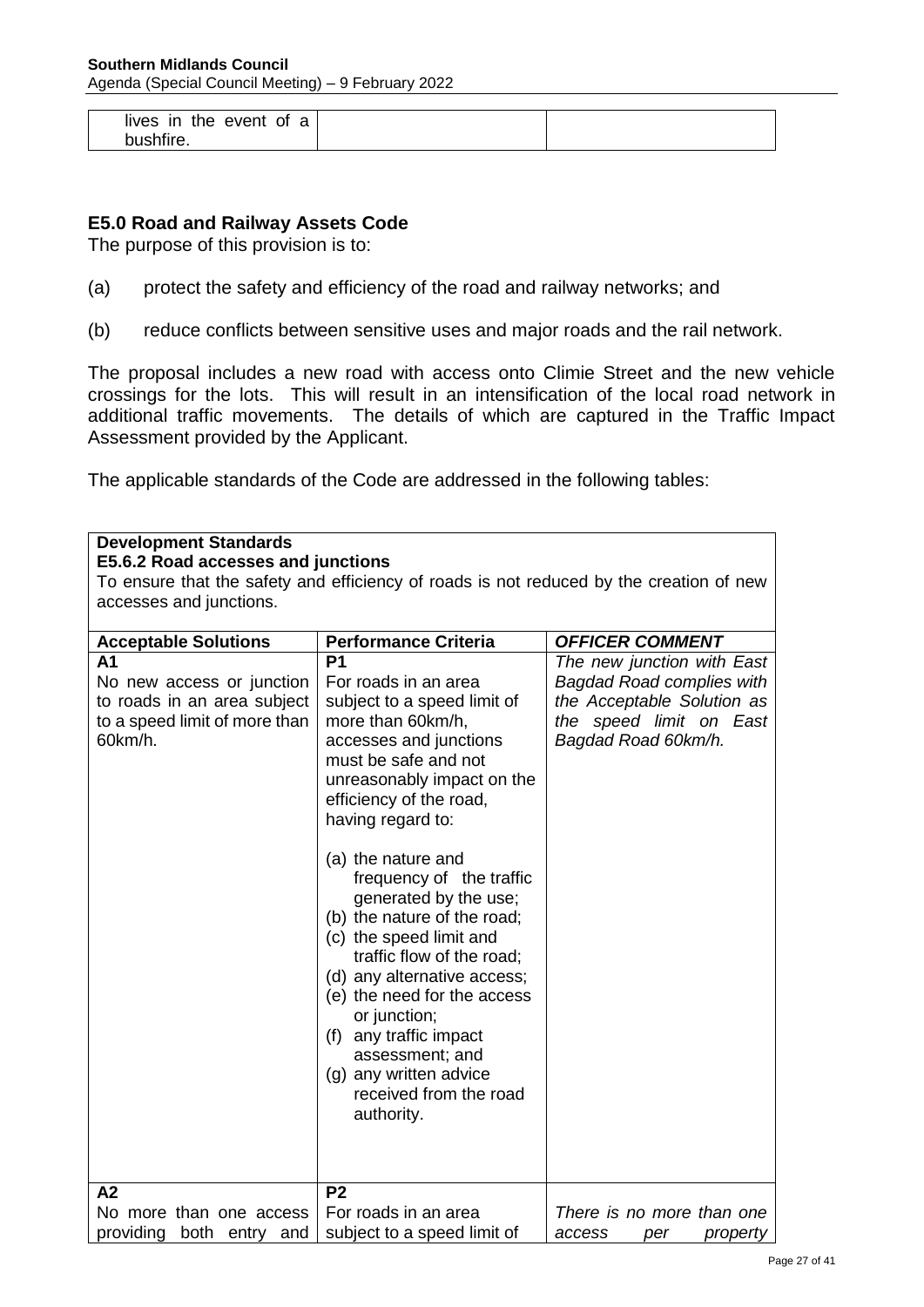| lives in the event of a bushfire. | | |
|---|---|---|

## E5.0 Road and Railway Assets Code

The purpose of this provision is to:

(a) protect the safety and efficiency of the road and railway networks; and

(b) reduce conflicts between sensitive uses and major roads and the rail network.

The proposal includes a new road with access onto Climie Street and the new vehicle crossings for the lots. This will result in an intensification of the local road network in additional traffic movements. The details of which are captured in the Traffic Impact Assessment provided by the Applicant.

The applicable standards of the Code are addressed in the following tables:

**Development Standards**
**E5.6.2 Road accesses and junctions**
To ensure that the safety and efficiency of roads is not reduced by the creation of new accesses and junctions.

| Acceptable Solutions | Performance Criteria | *OFFICER COMMENT* |
|---|---|---|
| **A1**<br>No new access or junction to roads in an area subject to a speed limit of more than 60km/h. | **P1**<br>For roads in an area subject to a speed limit of more than 60km/h, accesses and junctions must be safe and not unreasonably impact on the efficiency of the road, having regard to:<br><br>(a) the nature and frequency of the traffic generated by the use;<br>(b) the nature of the road;<br>(c) the speed limit and traffic flow of the road;<br>(d) any alternative access;<br>(e) the need for the access or junction;<br>(f) any traffic impact assessment; and<br>(g) any written advice received from the road authority. | *The new junction with East Bagdad Road complies with the Acceptable Solution as the speed limit on East Bagdad Road 60km/h.* |
| **A2**<br>No more than one access providing both entry and | **P2**<br>For roads in an area subject to a speed limit of | *There is no more than one access per property* |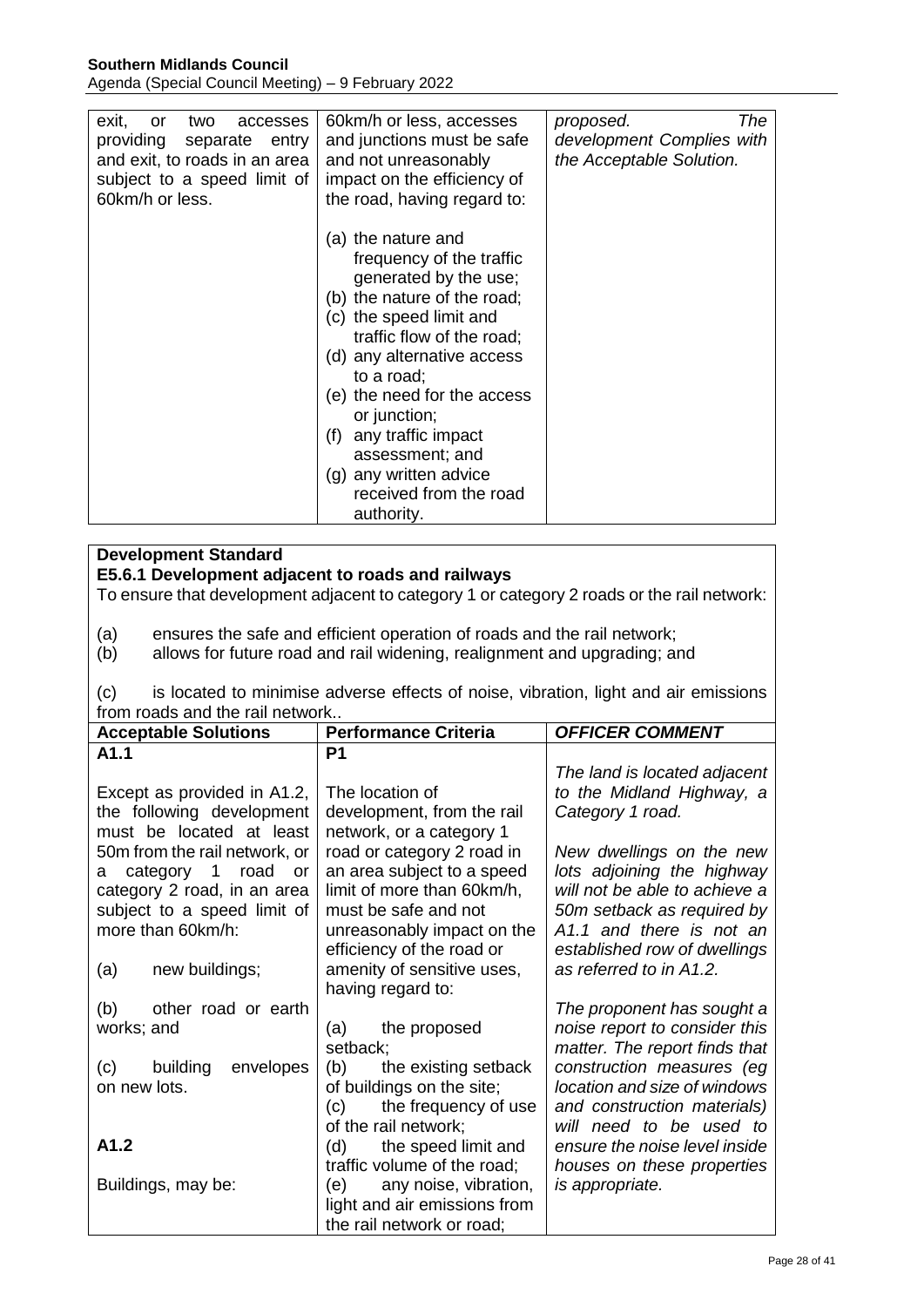| | | |
|---|---|---|
| exit, or two accesses providing separate entry and exit, to roads in an area subject to a speed limit of 60km/h or less. | 60km/h or less, accesses and junctions must be safe and not unreasonably impact on the efficiency of the road, having regard to:<br><br>(a) the nature and frequency of the traffic generated by the use;<br>(b) the nature of the road;<br>(c) the speed limit and traffic flow of the road;<br>(d) any alternative access to a road;<br>(e) the need for the access or junction;<br>(f) any traffic impact assessment; and<br>(g) any written advice received from the road authority. | *proposed. The development Complies with the Acceptable Solution.* |

**Development Standard**

**E5.6.1 Development adjacent to roads and railways**

To ensure that development adjacent to category 1 or category 2 roads or the rail network:

(a) ensures the safe and efficient operation of roads and the rail network;
(b) allows for future road and rail widening, realignment and upgrading; and

(c) is located to minimise adverse effects of noise, vibration, light and air emissions from roads and the rail network..

| Acceptable Solutions | Performance Criteria | *OFFICER COMMENT* |
|---|---|---|
| **A1.1**<br><br>Except as provided in A1.2, the following development must be located at least 50m from the rail network, or a category 1 road or category 2 road, in an area subject to a speed limit of more than 60km/h:<br><br>(a) new buildings;<br><br>(b) other road or earth works; and<br><br>(c) building envelopes on new lots.<br><br>**A1.2**<br><br>Buildings, may be: | **P1**<br><br>The location of development, from the rail network, or a category 1 road or category 2 road in an area subject to a speed limit of more than 60km/h, must be safe and not unreasonably impact on the efficiency of the road or amenity of sensitive uses, having regard to:<br><br>(a) the proposed setback;<br>(b) the existing setback of buildings on the site;<br>(c) the frequency of use of the rail network;<br>(d) the speed limit and traffic volume of the road;<br>(e) any noise, vibration, light and air emissions from the rail network or road; | *The land is located adjacent to the Midland Highway, a Category 1 road.*<br><br>*New dwellings on the new lots adjoining the highway will not be able to achieve a 50m setback as required by A1.1 and there is not an established row of dwellings as referred to in A1.2.*<br><br>*The proponent has sought a noise report to consider this matter. The report finds that construction measures (eg location and size of windows and construction materials) will need to be used to ensure the noise level inside houses on these properties is appropriate.* |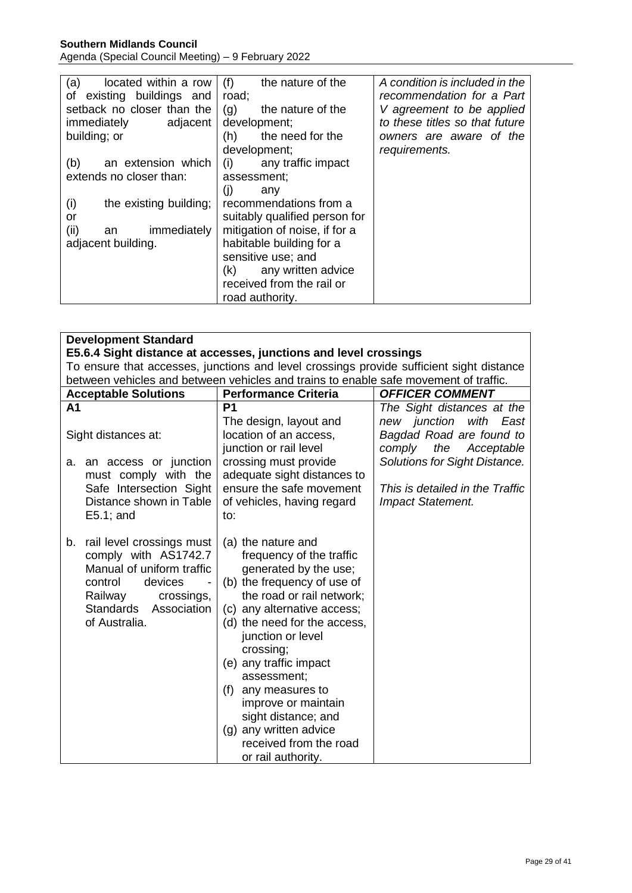| (a) located within a row of existing buildings and setback no closer than the immediately adjacent building; or<br><br>(b) an extension which extends no closer than:<br><br>(i) the existing building; or<br>(ii) an immediately adjacent building. | (f) the nature of the road;<br>(g) the nature of the development;<br>(h) the need for the development;<br>(i) any traffic impact assessment;<br>(j) any recommendations from a suitably qualified person for mitigation of noise, if for a habitable building for a sensitive use; and<br>(k) any written advice received from the rail or road authority. | *A condition is included in the recommendation for a Part V agreement to be applied to these titles so that future owners are aware of the requirements.* |
|---|---|---|

| **Development Standard**<br>**E5.6.4 Sight distance at accesses, junctions and level crossings**<br>To ensure that accesses, junctions and level crossings provide sufficient sight distance between vehicles and between vehicles and trains to enable safe movement of traffic. | | |
|---|---|---|
| **Acceptable Solutions** | **Performance Criteria** | ***OFFICER COMMENT*** |
| **A1**<br><br>Sight distances at:<br><br>a. an access or junction must comply with the Safe Intersection Sight Distance shown in Table E5.1; and<br><br>b. rail level crossings must comply with AS1742.7 Manual of uniform traffic control devices - Railway crossings, Standards Association of Australia. | **P1**<br>The design, layout and location of an access, junction or rail level crossing must provide adequate sight distances to ensure the safe movement of vehicles, having regard to:<br><br>(a) the nature and frequency of the traffic generated by the use;<br>(b) the frequency of use of the road or rail network;<br>(c) any alternative access;<br>(d) the need for the access, junction or level crossing;<br>(e) any traffic impact assessment;<br>(f) any measures to improve or maintain sight distance; and<br>(g) any written advice received from the road or rail authority. | *The Sight distances at the new junction with East Bagdad Road are found to comply the Acceptable Solutions for Sight Distance.*<br><br>*This is detailed in the Traffic Impact Statement.* |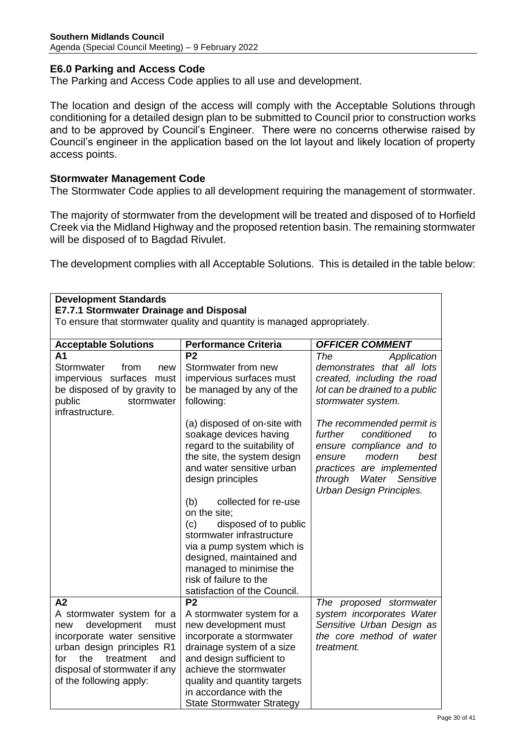## E6.0 Parking and Access Code

The Parking and Access Code applies to all use and development.

The location and design of the access will comply with the Acceptable Solutions through conditioning for a detailed design plan to be submitted to Council prior to construction works and to be approved by Council's Engineer. There were no concerns otherwise raised by Council's engineer in the application based on the lot layout and likely location of property access points.

## Stormwater Management Code

The Stormwater Code applies to all development requiring the management of stormwater.

The majority of stormwater from the development will be treated and disposed of to Horfield Creek via the Midland Highway and the proposed retention basin. The remaining stormwater will be disposed of to Bagdad Rivulet.

The development complies with all Acceptable Solutions. This is detailed in the table below:

**Development Standards**
**E7.7.1 Stormwater Drainage and Disposal**
To ensure that stormwater quality and quantity is managed appropriately.

| Acceptable Solutions | Performance Criteria | *OFFICER COMMENT* |
|---|---|---|
| **A1**<br>Stormwater from new impervious surfaces must be disposed of by gravity to public stormwater infrastructure. | **P2**<br>Stormwater from new impervious surfaces must be managed by any of the following:<br><br>(a) disposed of on-site with soakage devices having regard to the suitability of the site, the system design and water sensitive urban design principles<br><br>(b) collected for re-use on the site;<br>(c) disposed of to public stormwater infrastructure via a pump system which is designed, maintained and managed to minimise the risk of failure to the satisfaction of the Council. | *The Application demonstrates that all lots created, including the road lot can be drained to a public stormwater system.*<br><br>*The recommended permit is further conditioned to ensure compliance and to ensure modern best practices are implemented through Water Sensitive Urban Design Principles.* |
| **A2**<br>A stormwater system for a new development must incorporate water sensitive urban design principles R1 for the treatment and disposal of stormwater if any of the following apply: | **P2**<br>A stormwater system for a new development must incorporate a stormwater drainage system of a size and design sufficient to achieve the stormwater quality and quantity targets in accordance with the State Stormwater Strategy | *The proposed stormwater system incorporates Water Sensitive Urban Design as the core method of water treatment.* |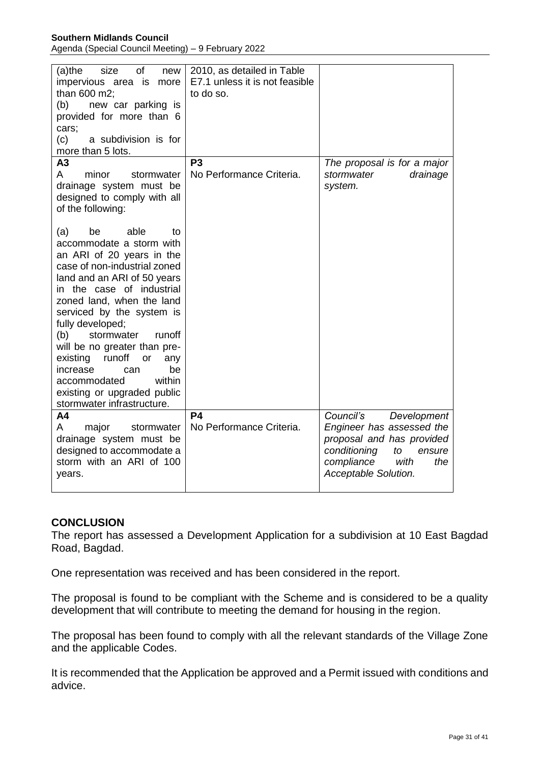| | | |
|---|---|---|
| (a) the size of new impervious area is more than 600 m2;<br>(b) new car parking is provided for more than 6 cars;<br>(c) a subdivision is for more than 5 lots. | 2010, as detailed in Table E7.1 unless it is not feasible to do so. | |
| **A3**<br>A minor stormwater drainage system must be designed to comply with all of the following:<br><br>(a) be able to accommodate a storm with an ARI of 20 years in the case of non-industrial zoned land and an ARI of 50 years in the case of industrial zoned land, when the land serviced by the system is fully developed;<br>(b) stormwater runoff will be no greater than pre-existing runoff or any increase can be accommodated within existing or upgraded public stormwater infrastructure. | **P3**<br>No Performance Criteria. | *The proposal is for a major stormwater drainage system.* |
| **A4**<br>A major stormwater drainage system must be designed to accommodate a storm with an ARI of 100 years. | **P4**<br>No Performance Criteria. | *Council's Development Engineer has assessed the proposal and has provided conditioning to ensure compliance with the Acceptable Solution.* |

## CONCLUSION

The report has assessed a Development Application for a subdivision at 10 East Bagdad Road, Bagdad.

One representation was received and has been considered in the report.

The proposal is found to be compliant with the Scheme and is considered to be a quality development that will contribute to meeting the demand for housing in the region.

The proposal has been found to comply with all the relevant standards of the Village Zone and the applicable Codes.

It is recommended that the Application be approved and a Permit issued with conditions and advice.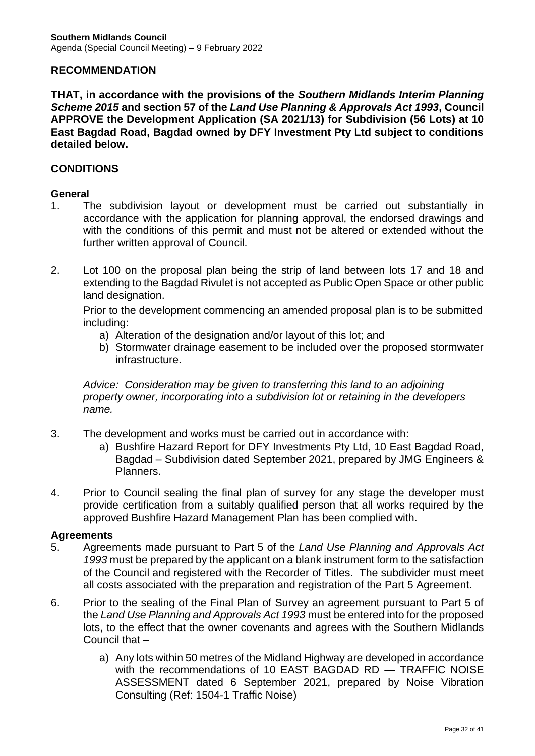## RECOMMENDATION

**THAT, in accordance with the provisions of the *Southern Midlands Interim Planning Scheme 2015* and section 57 of the *Land Use Planning & Approvals Act 1993*, Council APPROVE the Development Application (SA 2021/13) for Subdivision (56 Lots) at 10 East Bagdad Road, Bagdad owned by DFY Investment Pty Ltd subject to conditions detailed below.**

## CONDITIONS

### General

1. The subdivision layout or development must be carried out substantially in accordance with the application for planning approval, the endorsed drawings and with the conditions of this permit and must not be altered or extended without the further written approval of Council.

2. Lot 100 on the proposal plan being the strip of land between lots 17 and 18 and extending to the Bagdad Rivulet is not accepted as Public Open Space or other public land designation.

   Prior to the development commencing an amended proposal plan is to be submitted including:

   a) Alteration of the designation and/or layout of this lot; and
   b) Stormwater drainage easement to be included over the proposed stormwater infrastructure.

   *Advice: Consideration may be given to transferring this land to an adjoining property owner, incorporating into a subdivision lot or retaining in the developers name.*

3. The development and works must be carried out in accordance with:

   a) Bushfire Hazard Report for DFY Investments Pty Ltd, 10 East Bagdad Road, Bagdad – Subdivision dated September 2021, prepared by JMG Engineers & Planners.

4. Prior to Council sealing the final plan of survey for any stage the developer must provide certification from a suitably qualified person that all works required by the approved Bushfire Hazard Management Plan has been complied with.

### Agreements

5. Agreements made pursuant to Part 5 of the *Land Use Planning and Approvals Act 1993* must be prepared by the applicant on a blank instrument form to the satisfaction of the Council and registered with the Recorder of Titles. The subdivider must meet all costs associated with the preparation and registration of the Part 5 Agreement.

6. Prior to the sealing of the Final Plan of Survey an agreement pursuant to Part 5 of the *Land Use Planning and Approvals Act 1993* must be entered into for the proposed lots, to the effect that the owner covenants and agrees with the Southern Midlands Council that –

   a) Any lots within 50 metres of the Midland Highway are developed in accordance with the recommendations of 10 EAST BAGDAD RD — TRAFFIC NOISE ASSESSMENT dated 6 September 2021, prepared by Noise Vibration Consulting (Ref: 1504-1 Traffic Noise)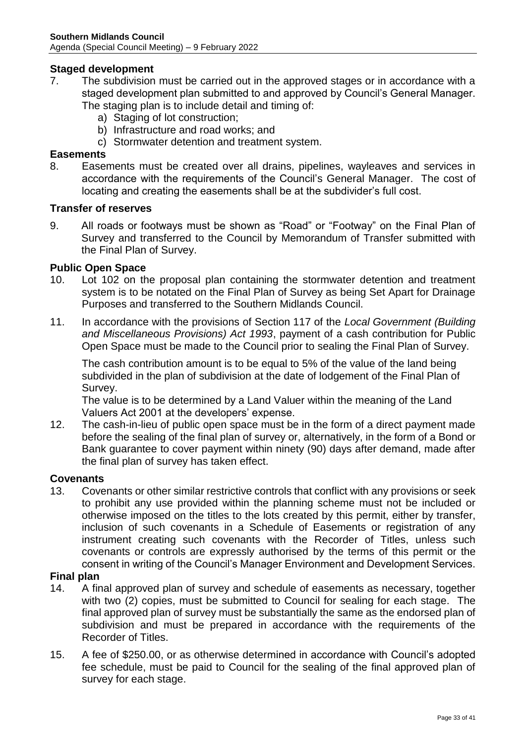**Staged development**

7. The subdivision must be carried out in the approved stages or in accordance with a staged development plan submitted to and approved by Council's General Manager. The staging plan is to include detail and timing of:
   a) Staging of lot construction;
   b) Infrastructure and road works; and
   c) Stormwater detention and treatment system.

**Easements**

8. Easements must be created over all drains, pipelines, wayleaves and services in accordance with the requirements of the Council's General Manager. The cost of locating and creating the easements shall be at the subdivider's full cost.

**Transfer of reserves**

9. All roads or footways must be shown as "Road" or "Footway" on the Final Plan of Survey and transferred to the Council by Memorandum of Transfer submitted with the Final Plan of Survey.

**Public Open Space**

10. Lot 102 on the proposal plan containing the stormwater detention and treatment system is to be notated on the Final Plan of Survey as being Set Apart for Drainage Purposes and transferred to the Southern Midlands Council.

11. In accordance with the provisions of Section 117 of the *Local Government (Building and Miscellaneous Provisions) Act 1993*, payment of a cash contribution for Public Open Space must be made to the Council prior to sealing the Final Plan of Survey.

    The cash contribution amount is to be equal to 5% of the value of the land being subdivided in the plan of subdivision at the date of lodgement of the Final Plan of Survey.

    The value is to be determined by a Land Valuer within the meaning of the Land Valuers Act 2001 at the developers' expense.

12. The cash-in-lieu of public open space must be in the form of a direct payment made before the sealing of the final plan of survey or, alternatively, in the form of a Bond or Bank guarantee to cover payment within ninety (90) days after demand, made after the final plan of survey has taken effect.

**Covenants**

13. Covenants or other similar restrictive controls that conflict with any provisions or seek to prohibit any use provided within the planning scheme must not be included or otherwise imposed on the titles to the lots created by this permit, either by transfer, inclusion of such covenants in a Schedule of Easements or registration of any instrument creating such covenants with the Recorder of Titles, unless such covenants or controls are expressly authorised by the terms of this permit or the consent in writing of the Council's Manager Environment and Development Services.

**Final plan**

14. A final approved plan of survey and schedule of easements as necessary, together with two (2) copies, must be submitted to Council for sealing for each stage. The final approved plan of survey must be substantially the same as the endorsed plan of subdivision and must be prepared in accordance with the requirements of the Recorder of Titles.

15. A fee of $250.00, or as otherwise determined in accordance with Council's adopted fee schedule, must be paid to Council for the sealing of the final approved plan of survey for each stage.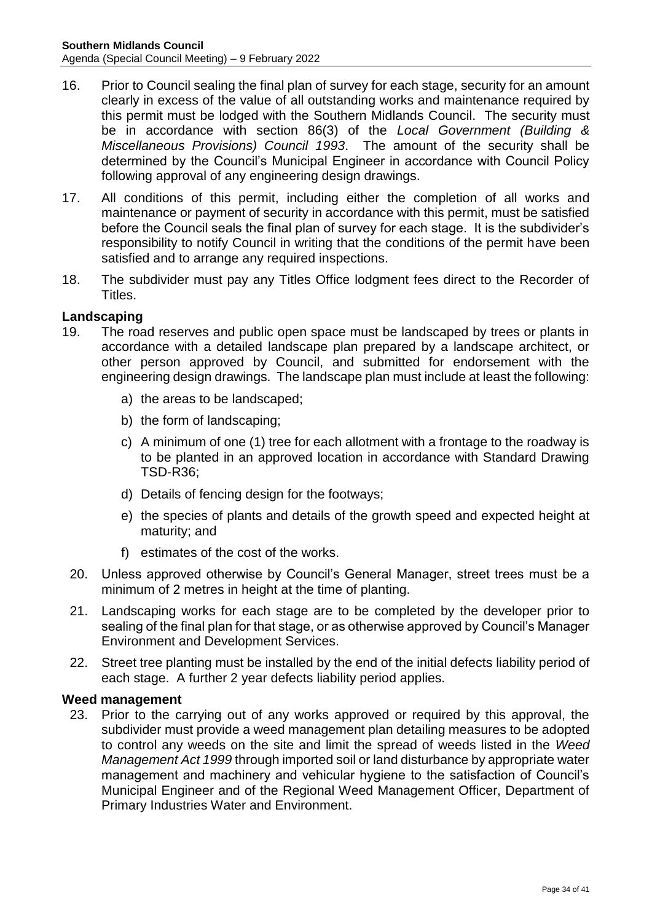16. Prior to Council sealing the final plan of survey for each stage, security for an amount clearly in excess of the value of all outstanding works and maintenance required by this permit must be lodged with the Southern Midlands Council. The security must be in accordance with section 86(3) of the *Local Government (Building & Miscellaneous Provisions) Council 1993*. The amount of the security shall be determined by the Council's Municipal Engineer in accordance with Council Policy following approval of any engineering design drawings.

17. All conditions of this permit, including either the completion of all works and maintenance or payment of security in accordance with this permit, must be satisfied before the Council seals the final plan of survey for each stage. It is the subdivider's responsibility to notify Council in writing that the conditions of the permit have been satisfied and to arrange any required inspections.

18. The subdivider must pay any Titles Office lodgment fees direct to the Recorder of Titles.

**Landscaping**

19. The road reserves and public open space must be landscaped by trees or plants in accordance with a detailed landscape plan prepared by a landscape architect, or other person approved by Council, and submitted for endorsement with the engineering design drawings. The landscape plan must include at least the following:
    a) the areas to be landscaped;
    b) the form of landscaping;
    c) A minimum of one (1) tree for each allotment with a frontage to the roadway is to be planted in an approved location in accordance with Standard Drawing TSD-R36;
    d) Details of fencing design for the footways;
    e) the species of plants and details of the growth speed and expected height at maturity; and
    f) estimates of the cost of the works.

20. Unless approved otherwise by Council's General Manager, street trees must be a minimum of 2 metres in height at the time of planting.

21. Landscaping works for each stage are to be completed by the developer prior to sealing of the final plan for that stage, or as otherwise approved by Council's Manager Environment and Development Services.

22. Street tree planting must be installed by the end of the initial defects liability period of each stage. A further 2 year defects liability period applies.

**Weed management**

23. Prior to the carrying out of any works approved or required by this approval, the subdivider must provide a weed management plan detailing measures to be adopted to control any weeds on the site and limit the spread of weeds listed in the *Weed Management Act 1999* through imported soil or land disturbance by appropriate water management and machinery and vehicular hygiene to the satisfaction of Council's Municipal Engineer and of the Regional Weed Management Officer, Department of Primary Industries Water and Environment.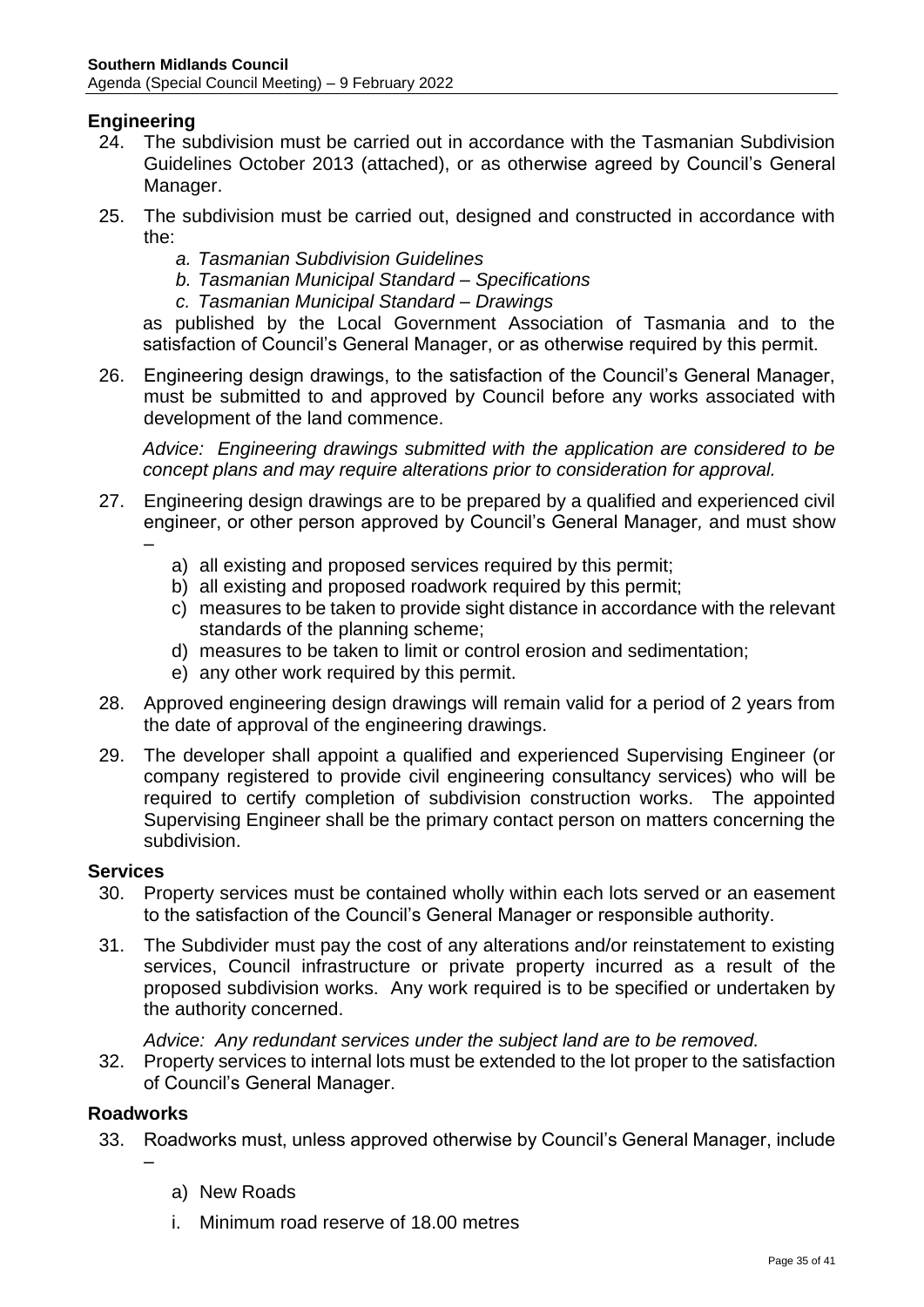### Engineering

24. The subdivision must be carried out in accordance with the Tasmanian Subdivision Guidelines October 2013 (attached), or as otherwise agreed by Council's General Manager.

25. The subdivision must be carried out, designed and constructed in accordance with the:
    - *a. Tasmanian Subdivision Guidelines*
    - *b. Tasmanian Municipal Standard – Specifications*
    - *c. Tasmanian Municipal Standard – Drawings*

    as published by the Local Government Association of Tasmania and to the satisfaction of Council's General Manager, or as otherwise required by this permit.

26. Engineering design drawings, to the satisfaction of the Council's General Manager, must be submitted to and approved by Council before any works associated with development of the land commence.

    *Advice: Engineering drawings submitted with the application are considered to be concept plans and may require alterations prior to consideration for approval.*

27. Engineering design drawings are to be prepared by a qualified and experienced civil engineer, or other person approved by Council's General Manager*,* and must show –
    - a) all existing and proposed services required by this permit;
    - b) all existing and proposed roadwork required by this permit;
    - c) measures to be taken to provide sight distance in accordance with the relevant standards of the planning scheme;
    - d) measures to be taken to limit or control erosion and sedimentation;
    - e) any other work required by this permit.

28. Approved engineering design drawings will remain valid for a period of 2 years from the date of approval of the engineering drawings.

29. The developer shall appoint a qualified and experienced Supervising Engineer (or company registered to provide civil engineering consultancy services) who will be required to certify completion of subdivision construction works. The appointed Supervising Engineer shall be the primary contact person on matters concerning the subdivision.

### Services

30. Property services must be contained wholly within each lots served or an easement to the satisfaction of the Council's General Manager or responsible authority.

31. The Subdivider must pay the cost of any alterations and/or reinstatement to existing services, Council infrastructure or private property incurred as a result of the proposed subdivision works. Any work required is to be specified or undertaken by the authority concerned.

    *Advice: Any redundant services under the subject land are to be removed.*

32. Property services to internal lots must be extended to the lot proper to the satisfaction of Council's General Manager.

### Roadworks

33. Roadworks must, unless approved otherwise by Council's General Manager, include –
    - a) New Roads
    - i. Minimum road reserve of 18.00 metres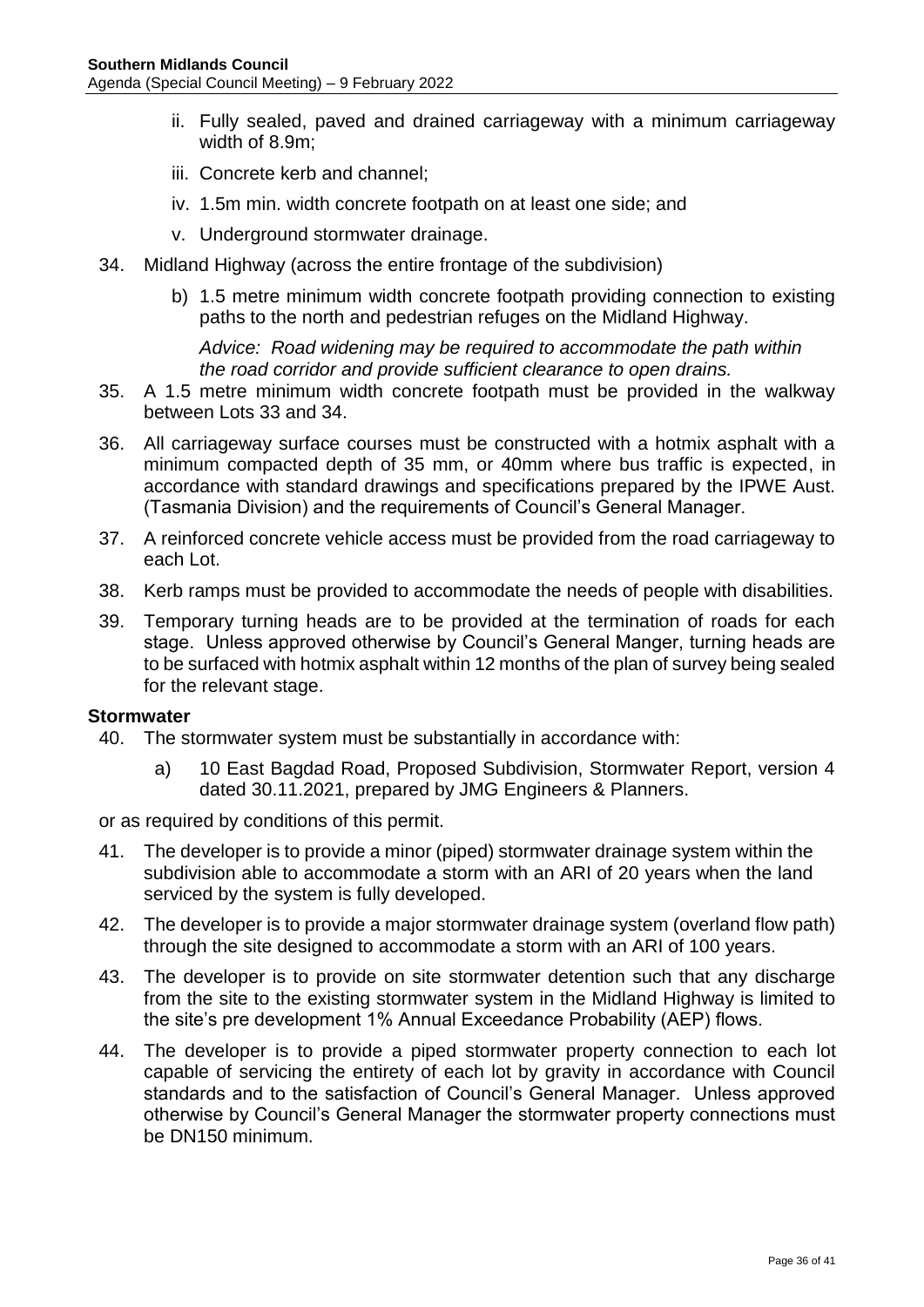ii. Fully sealed, paved and drained carriageway with a minimum carriageway width of 8.9m;

iii. Concrete kerb and channel;

iv. 1.5m min. width concrete footpath on at least one side; and

v. Underground stormwater drainage.

34. Midland Highway (across the entire frontage of the subdivision)

    b) 1.5 metre minimum width concrete footpath providing connection to existing paths to the north and pedestrian refuges on the Midland Highway.

    *Advice: Road widening may be required to accommodate the path within the road corridor and provide sufficient clearance to open drains.*

35. A 1.5 metre minimum width concrete footpath must be provided in the walkway between Lots 33 and 34.

36. All carriageway surface courses must be constructed with a hotmix asphalt with a minimum compacted depth of 35 mm, or 40mm where bus traffic is expected, in accordance with standard drawings and specifications prepared by the IPWE Aust. (Tasmania Division) and the requirements of Council's General Manager.

37. A reinforced concrete vehicle access must be provided from the road carriageway to each Lot.

38. Kerb ramps must be provided to accommodate the needs of people with disabilities.

39. Temporary turning heads are to be provided at the termination of roads for each stage. Unless approved otherwise by Council's General Manger, turning heads are to be surfaced with hotmix asphalt within 12 months of the plan of survey being sealed for the relevant stage.

**Stormwater**

40. The stormwater system must be substantially in accordance with:

    a) 10 East Bagdad Road, Proposed Subdivision, Stormwater Report, version 4 dated 30.11.2021, prepared by JMG Engineers & Planners.

or as required by conditions of this permit.

41. The developer is to provide a minor (piped) stormwater drainage system within the subdivision able to accommodate a storm with an ARI of 20 years when the land serviced by the system is fully developed.

42. The developer is to provide a major stormwater drainage system (overland flow path) through the site designed to accommodate a storm with an ARI of 100 years.

43. The developer is to provide on site stormwater detention such that any discharge from the site to the existing stormwater system in the Midland Highway is limited to the site's pre development 1% Annual Exceedance Probability (AEP) flows.

44. The developer is to provide a piped stormwater property connection to each lot capable of servicing the entirety of each lot by gravity in accordance with Council standards and to the satisfaction of Council's General Manager. Unless approved otherwise by Council's General Manager the stormwater property connections must be DN150 minimum.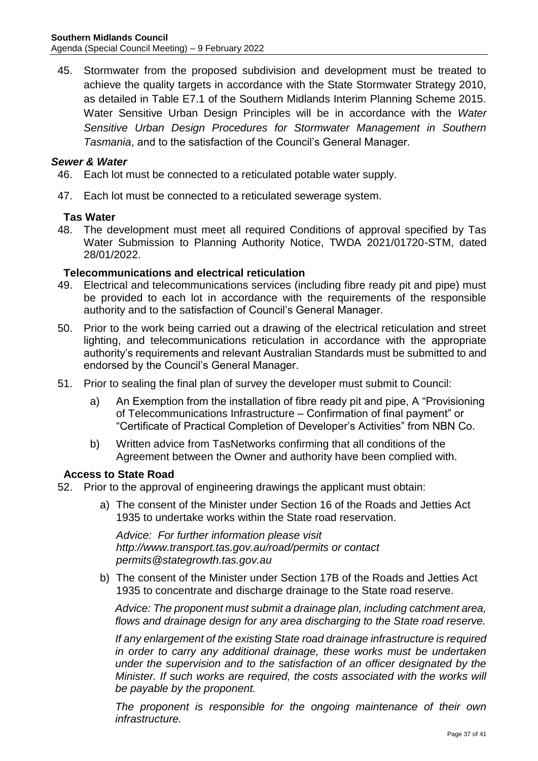45. Stormwater from the proposed subdivision and development must be treated to achieve the quality targets in accordance with the State Stormwater Strategy 2010, as detailed in Table E7.1 of the Southern Midlands Interim Planning Scheme 2015. Water Sensitive Urban Design Principles will be in accordance with the *Water Sensitive Urban Design Procedures for Stormwater Management in Southern Tasmania*, and to the satisfaction of the Council's General Manager.

***Sewer & Water***

46. Each lot must be connected to a reticulated potable water supply.
47. Each lot must be connected to a reticulated sewerage system.

**Tas Water**

48. The development must meet all required Conditions of approval specified by Tas Water Submission to Planning Authority Notice, TWDA 2021/01720-STM, dated 28/01/2022.

**Telecommunications and electrical reticulation**

49. Electrical and telecommunications services (including fibre ready pit and pipe) must be provided to each lot in accordance with the requirements of the responsible authority and to the satisfaction of Council's General Manager.
50. Prior to the work being carried out a drawing of the electrical reticulation and street lighting, and telecommunications reticulation in accordance with the appropriate authority's requirements and relevant Australian Standards must be submitted to and endorsed by the Council's General Manager.
51. Prior to sealing the final plan of survey the developer must submit to Council:
    a) An Exemption from the installation of fibre ready pit and pipe, A "Provisioning of Telecommunications Infrastructure – Confirmation of final payment" or "Certificate of Practical Completion of Developer's Activities" from NBN Co.
    b) Written advice from TasNetworks confirming that all conditions of the Agreement between the Owner and authority have been complied with.

**Access to State Road**

52. Prior to the approval of engineering drawings the applicant must obtain:
    a) The consent of the Minister under Section 16 of the Roads and Jetties Act 1935 to undertake works within the State road reservation.

       *Advice: For further information please visit http://www.transport.tas.gov.au/road/permits or contact permits@stategrowth.tas.gov.au*

    b) The consent of the Minister under Section 17B of the Roads and Jetties Act 1935 to concentrate and discharge drainage to the State road reserve.

       *Advice: The proponent must submit a drainage plan, including catchment area, flows and drainage design for any area discharging to the State road reserve.*

       *If any enlargement of the existing State road drainage infrastructure is required in order to carry any additional drainage, these works must be undertaken under the supervision and to the satisfaction of an officer designated by the Minister. If such works are required, the costs associated with the works will be payable by the proponent.*

       *The proponent is responsible for the ongoing maintenance of their own infrastructure.*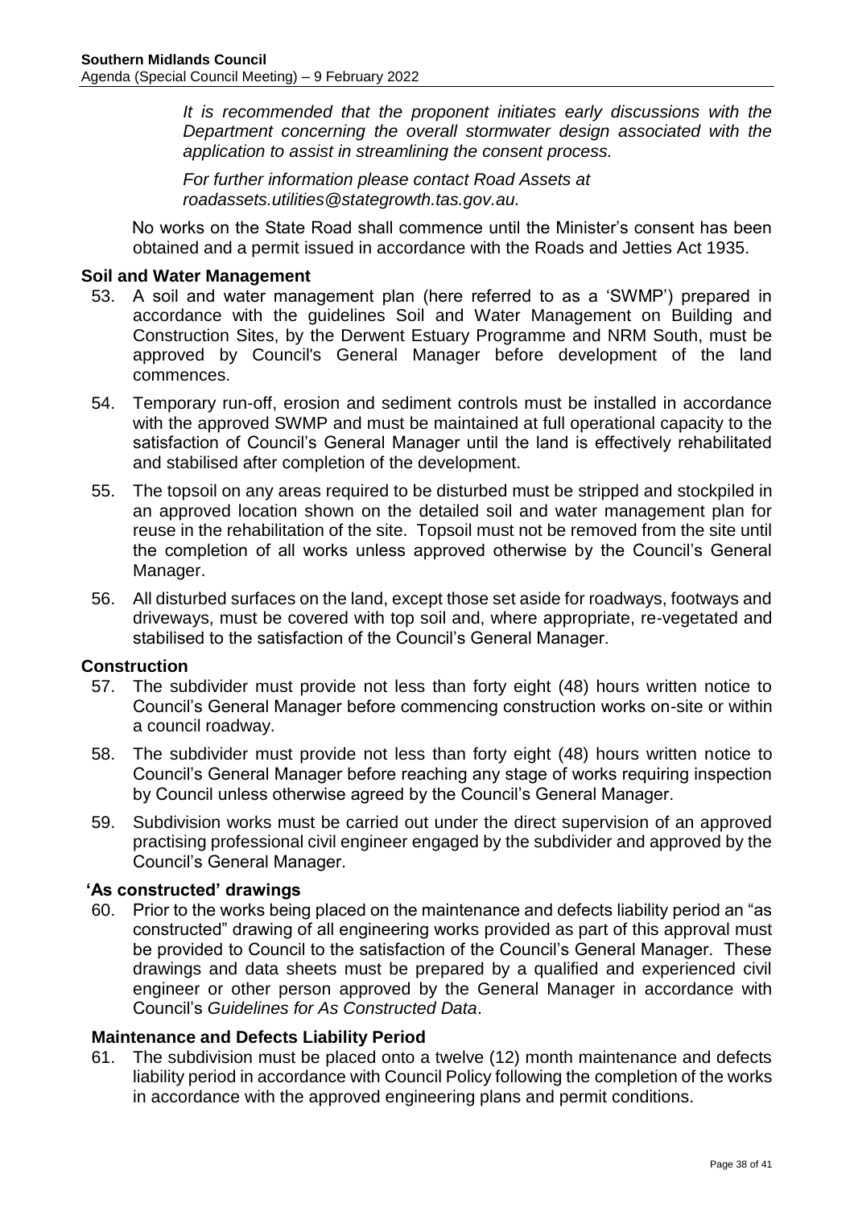*It is recommended that the proponent initiates early discussions with the Department concerning the overall stormwater design associated with the application to assist in streamlining the consent process.*

*For further information please contact Road Assets at roadassets.utilities@stategrowth.tas.gov.au.*

No works on the State Road shall commence until the Minister's consent has been obtained and a permit issued in accordance with the Roads and Jetties Act 1935.

**Soil and Water Management**

53. A soil and water management plan (here referred to as a 'SWMP') prepared in accordance with the guidelines Soil and Water Management on Building and Construction Sites, by the Derwent Estuary Programme and NRM South, must be approved by Council's General Manager before development of the land commences.

54. Temporary run-off, erosion and sediment controls must be installed in accordance with the approved SWMP and must be maintained at full operational capacity to the satisfaction of Council's General Manager until the land is effectively rehabilitated and stabilised after completion of the development.

55. The topsoil on any areas required to be disturbed must be stripped and stockpiled in an approved location shown on the detailed soil and water management plan for reuse in the rehabilitation of the site. Topsoil must not be removed from the site until the completion of all works unless approved otherwise by the Council's General Manager.

56. All disturbed surfaces on the land, except those set aside for roadways, footways and driveways, must be covered with top soil and, where appropriate, re-vegetated and stabilised to the satisfaction of the Council's General Manager.

**Construction**

57. The subdivider must provide not less than forty eight (48) hours written notice to Council's General Manager before commencing construction works on-site or within a council roadway.

58. The subdivider must provide not less than forty eight (48) hours written notice to Council's General Manager before reaching any stage of works requiring inspection by Council unless otherwise agreed by the Council's General Manager.

59. Subdivision works must be carried out under the direct supervision of an approved practising professional civil engineer engaged by the subdivider and approved by the Council's General Manager.

**'As constructed' drawings**

60. Prior to the works being placed on the maintenance and defects liability period an "as constructed" drawing of all engineering works provided as part of this approval must be provided to Council to the satisfaction of the Council's General Manager. These drawings and data sheets must be prepared by a qualified and experienced civil engineer or other person approved by the General Manager in accordance with Council's *Guidelines for As Constructed Data*.

**Maintenance and Defects Liability Period**

61. The subdivision must be placed onto a twelve (12) month maintenance and defects liability period in accordance with Council Policy following the completion of the works in accordance with the approved engineering plans and permit conditions.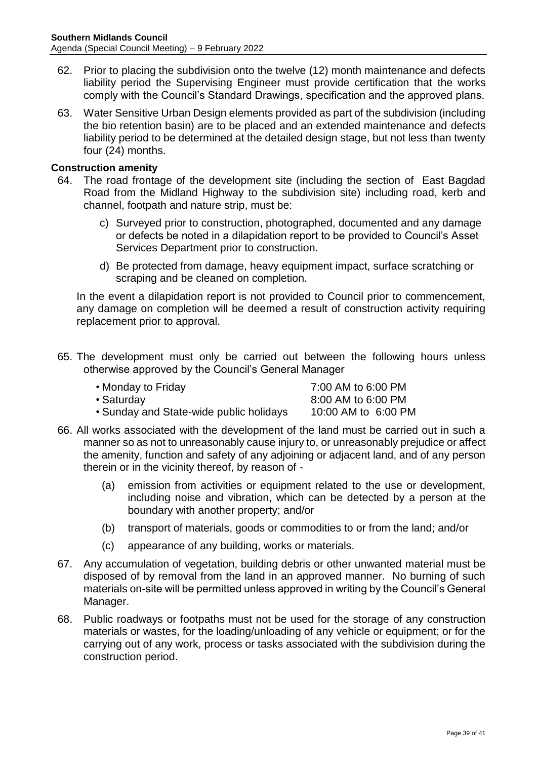62. Prior to placing the subdivision onto the twelve (12) month maintenance and defects liability period the Supervising Engineer must provide certification that the works comply with the Council's Standard Drawings, specification and the approved plans.

63. Water Sensitive Urban Design elements provided as part of the subdivision (including the bio retention basin) are to be placed and an extended maintenance and defects liability period to be determined at the detailed design stage, but not less than twenty four (24) months.

**Construction amenity**

64. The road frontage of the development site (including the section of East Bagdad Road from the Midland Highway to the subdivision site) including road, kerb and channel, footpath and nature strip, must be:

    c) Surveyed prior to construction, photographed, documented and any damage or defects be noted in a dilapidation report to be provided to Council's Asset Services Department prior to construction.

    d) Be protected from damage, heavy equipment impact, surface scratching or scraping and be cleaned on completion.

    In the event a dilapidation report is not provided to Council prior to commencement, any damage on completion will be deemed a result of construction activity requiring replacement prior to approval.

65. The development must only be carried out between the following hours unless otherwise approved by the Council's General Manager

| | |
|---|---|
| • Monday to Friday | 7:00 AM to 6:00 PM |
| • Saturday | 8:00 AM to 6:00 PM |
| • Sunday and State-wide public holidays | 10:00 AM to 6:00 PM |

66. All works associated with the development of the land must be carried out in such a manner so as not to unreasonably cause injury to, or unreasonably prejudice or affect the amenity, function and safety of any adjoining or adjacent land, and of any person therein or in the vicinity thereof, by reason of -

    (a) emission from activities or equipment related to the use or development, including noise and vibration, which can be detected by a person at the boundary with another property; and/or

    (b) transport of materials, goods or commodities to or from the land; and/or

    (c) appearance of any building, works or materials.

67. Any accumulation of vegetation, building debris or other unwanted material must be disposed of by removal from the land in an approved manner. No burning of such materials on-site will be permitted unless approved in writing by the Council's General Manager.

68. Public roadways or footpaths must not be used for the storage of any construction materials or wastes, for the loading/unloading of any vehicle or equipment; or for the carrying out of any work, process or tasks associated with the subdivision during the construction period.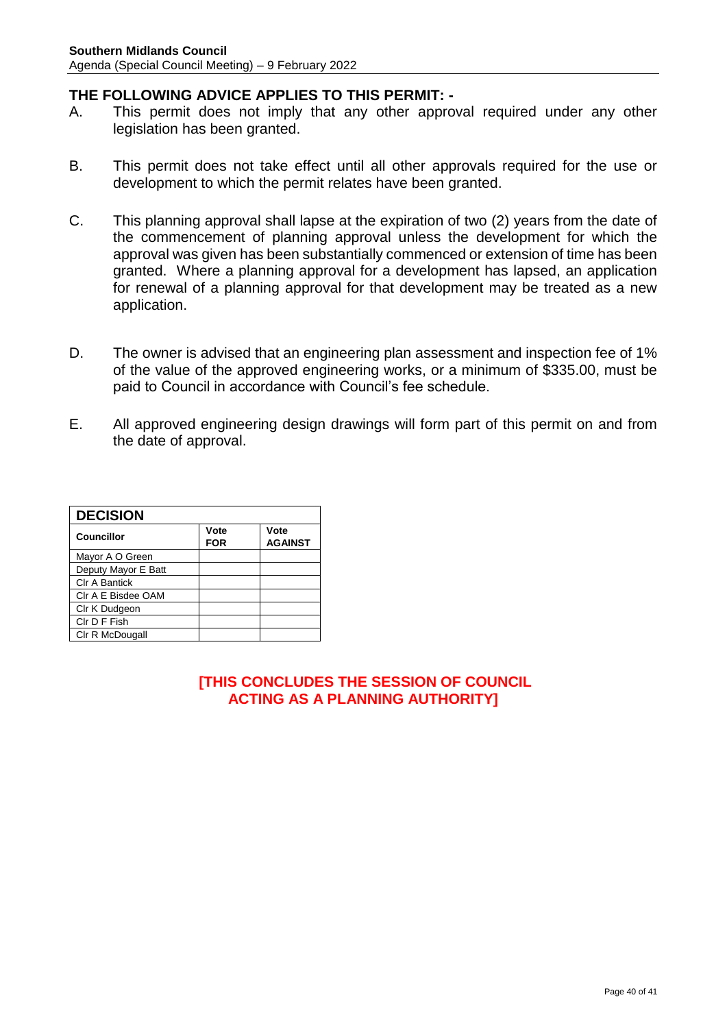### THE FOLLOWING ADVICE APPLIES TO THIS PERMIT: -

A. This permit does not imply that any other approval required under any other legislation has been granted.

B. This permit does not take effect until all other approvals required for the use or development to which the permit relates have been granted.

C. This planning approval shall lapse at the expiration of two (2) years from the date of the commencement of planning approval unless the development for which the approval was given has been substantially commenced or extension of time has been granted. Where a planning approval for a development has lapsed, an application for renewal of a planning approval for that development may be treated as a new application.

D. The owner is advised that an engineering plan assessment and inspection fee of 1% of the value of the approved engineering works, or a minimum of $335.00, must be paid to Council in accordance with Council's fee schedule.

E. All approved engineering design drawings will form part of this permit on and from the date of approval.

| DECISION | | |
|---|---|---|
| **Councillor** | **Vote FOR** | **Vote AGAINST** |
| Mayor A O Green | | |
| Deputy Mayor E Batt | | |
| Clr A Bantick | | |
| Clr A E Bisdee OAM | | |
| Clr K Dudgeon | | |
| Clr D F Fish | | |
| Clr R McDougall | | |

**[THIS CONCLUDES THE SESSION OF COUNCIL ACTING AS A PLANNING AUTHORITY]**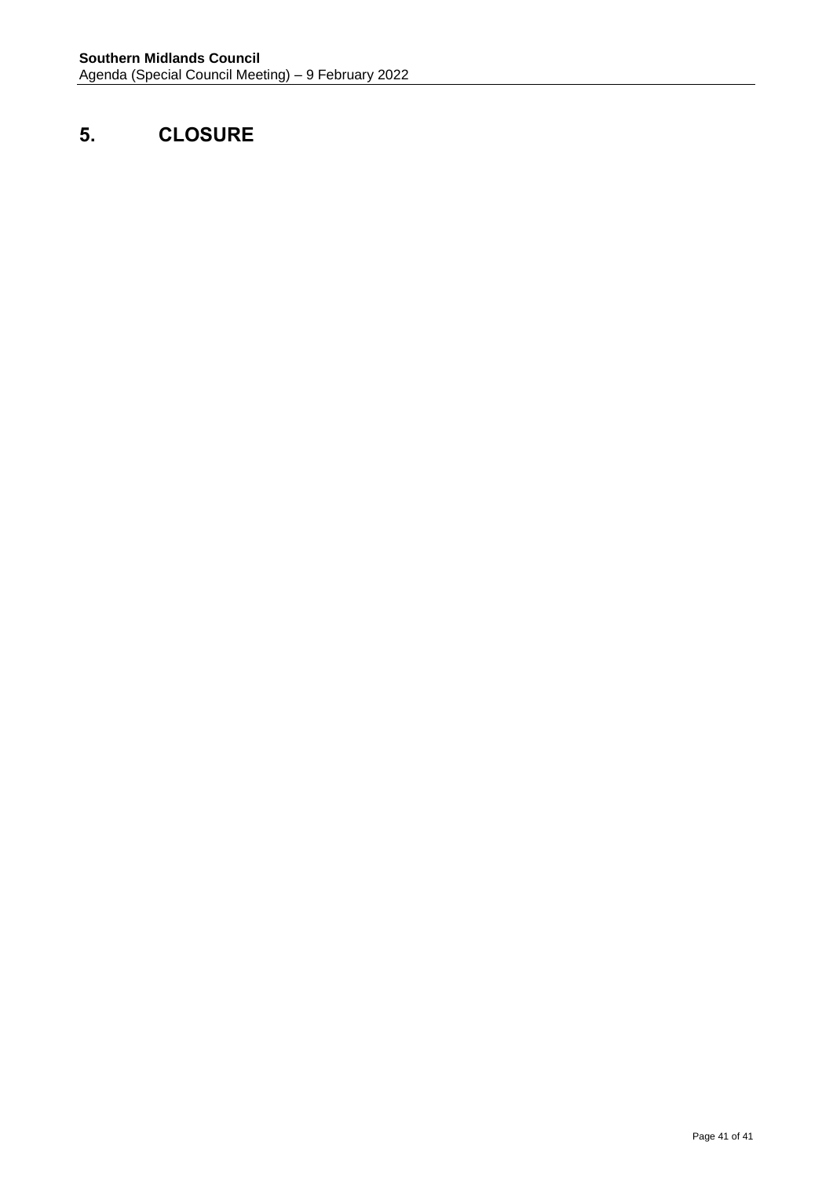# 5. CLOSURE